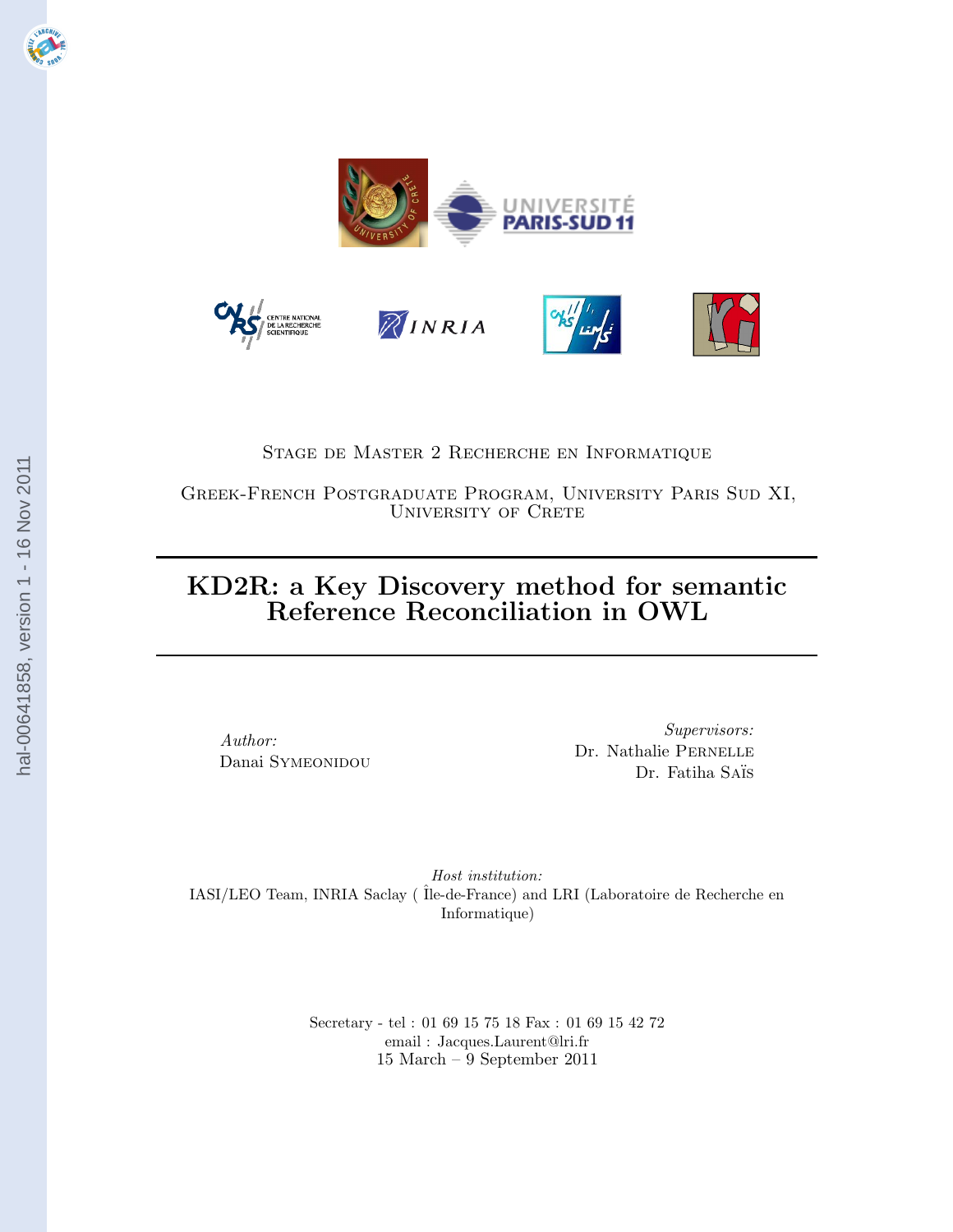Stage de Master 2 Recherche en Informatique

Greek-French Postgraduate Program, University Paris Sud XI, University of Crete

# KD2R: a Key Discovery method for semantic Reference Reconciliation in OWL

*Author:*
Danai Symeonidou

*Supervisors:*
Dr. Nathalie Pernelle
Dr. Fatiha Saïs

*Host institution:*
IASI/LEO Team, INRIA Saclay ( Île-de-France) and LRI (Laboratoire de Recherche en Informatique)

Secretary - tel : 01 69 15 75 18 Fax : 01 69 15 42 72
email : Jacques.Laurent@lri.fr
15 March – 9 September 2011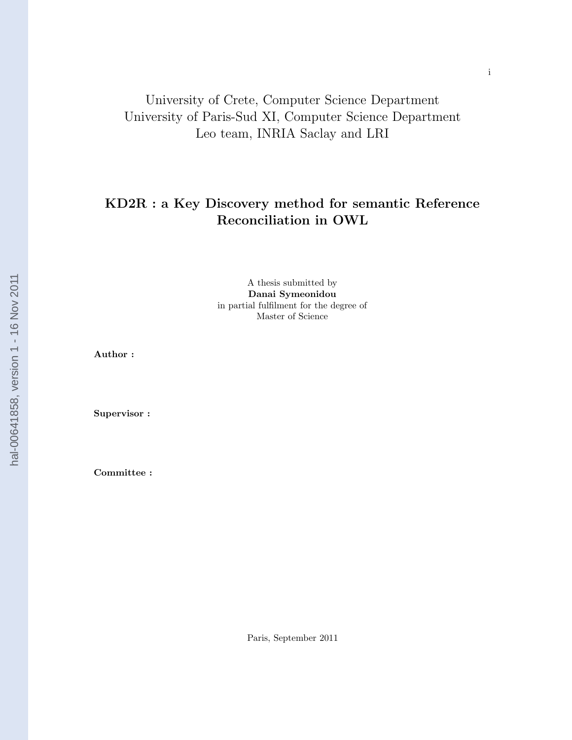University of Crete, Computer Science Department
University of Paris-Sud XI, Computer Science Department
Leo team, INRIA Saclay and LRI

# KD2R : a Key Discovery method for semantic Reference Reconciliation in OWL

A thesis submitted by
**Danai Symeonidou**
in partial fulfilment for the degree of
Master of Science

**Author :**

**Supervisor :**

**Committee :**

Paris, September 2011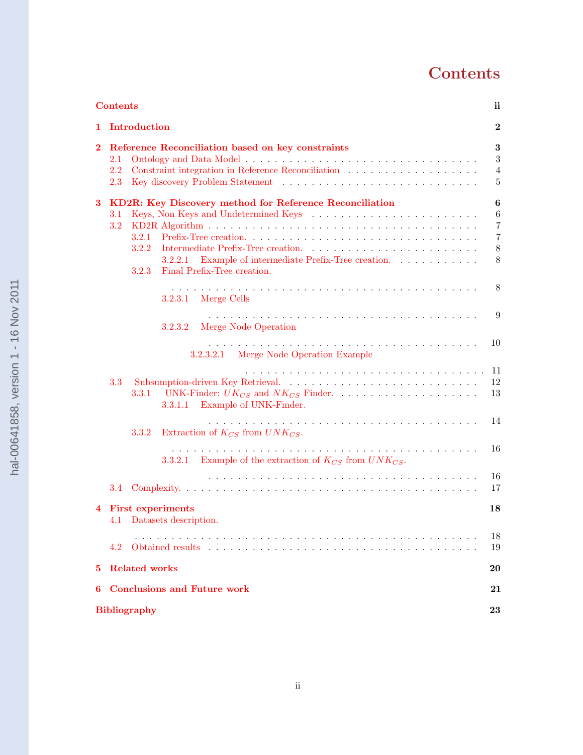# Contents

- **Contents** — ii
- **1 Introduction** — 2
- **2 Reference Reconciliation based on key constraints** — 3
  - 2.1 Ontology and Data Model — 3
  - 2.2 Constraint integration in Reference Reconciliation — 4
  - 2.3 Key discovery Problem Statement — 5
- **3 KD2R: Key Discovery method for Reference Reconciliation** — 6
  - 3.1 Keys, Non Keys and Undetermined Keys — 6
  - 3.2 KD2R Algorithm — 7
    - 3.2.1 Prefix-Tree creation. — 7
    - 3.2.2 Intermediate Prefix-Tree creation. — 8
      - 3.2.2.1 Example of intermediate Prefix-Tree creation. — 8
    - 3.2.3 Final Prefix-Tree creation. — 8
      - 3.2.3.1 Merge Cells — 9
      - 3.2.3.2 Merge Node Operation — 10
        - 3.2.3.2.1 Merge Node Operation Example — 11
  - 3.3 Subsumption-driven Key Retrieval. — 12
    - 3.3.1 UNK-Finder: $UK_{CS}$ and $NK_{CS}$ Finder. — 13
      - 3.3.1.1 Example of UNK-Finder. — 14
    - 3.3.2 Extraction of $K_{CS}$ from $UNK_{CS}$. — 16
      - 3.3.2.1 Example of the extraction of $K_{CS}$ from $UNK_{CS}$. — 16
  - 3.4 Complexity. — 17
- **4 First experiments** — 18
  - 4.1 Datasets description. — 18
  - 4.2 Obtained results — 19
- **5 Related works** — 20
- **6 Conclusions and Future work** — 21
- **Bibliography** — 23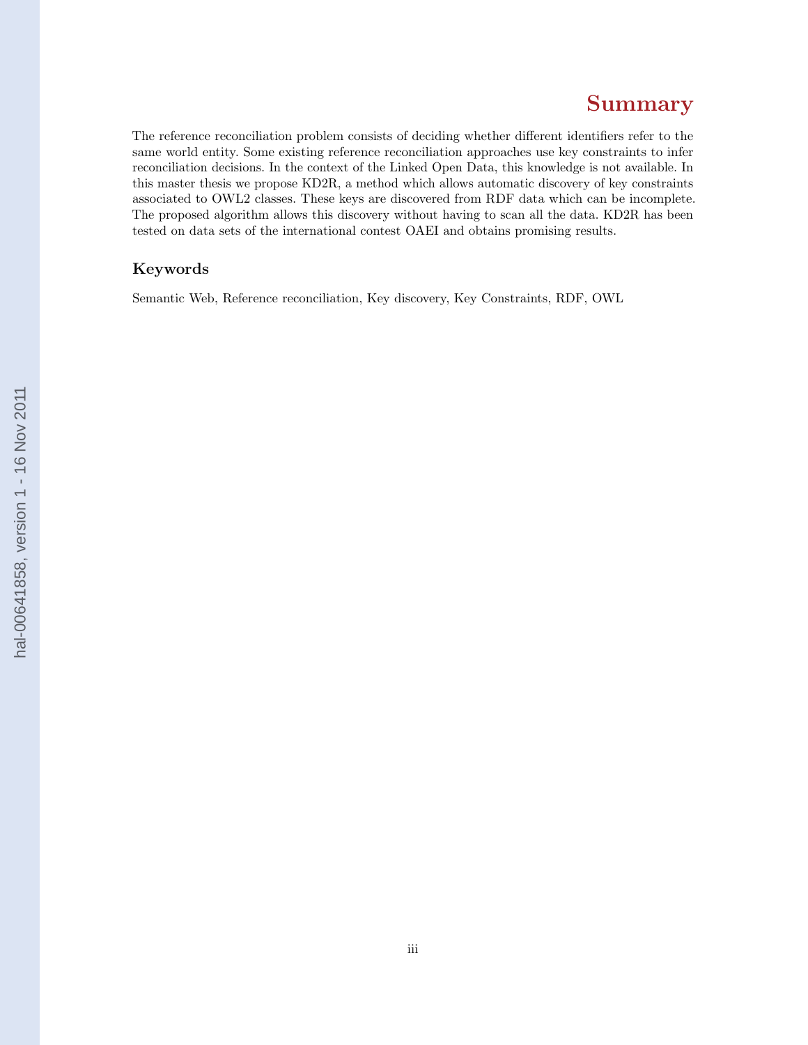# Summary

The reference reconciliation problem consists of deciding whether different identifiers refer to the same world entity. Some existing reference reconciliation approaches use key constraints to infer reconciliation decisions. In the context of the Linked Open Data, this knowledge is not available. In this master thesis we propose KD2R, a method which allows automatic discovery of key constraints associated to OWL2 classes. These keys are discovered from RDF data which can be incomplete. The proposed algorithm allows this discovery without having to scan all the data. KD2R has been tested on data sets of the international contest OAEI and obtains promising results.

### Keywords

Semantic Web, Reference reconciliation, Key discovery, Key Constraints, RDF, OWL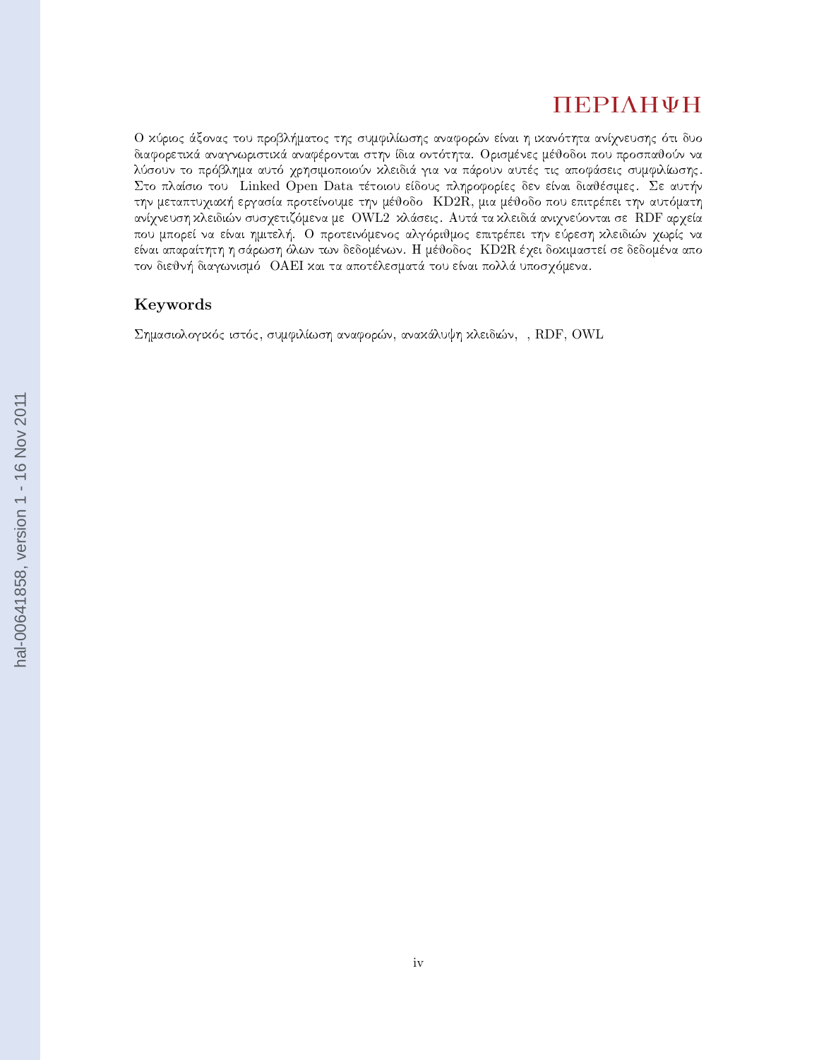# ΠΕΡΙΛΗΨΗ

Ο κύριος άξονας του προβλήματος της συμφιλίωσης αναφορών είναι η ικανότητα ανίχνευσης ότι δυο διαφορετικά αναγνωριστικά αναφέρονται στην ίδια οντότητα. Ορισμένες μέθοδοι που προσπαθούν να λύσουν το πρόβλημα αυτό χρησιμοποιούν κλειδιά για να πάρουν αυτές τις αποφάσεις συμφιλίωσης. Στο πλαίσιο του Linked Open Data τέτοιου είδους πληροφορίες δεν είναι διαθέσιμες. Σε αυτήν την μεταπτυχιακή εργασία προτείνουμε την μέθοδο KD2R, μια μέθοδο που επιτρέπει την αυτόματη ανίχνευση κλειδιών συσχετιζόμενα με OWL2 κλάσεις. Αυτά τα κλειδιά ανιχνεύονται σε RDF αρχεία που μπορεί να είναι ημιτελή. Ο προτεινόμενος αλγόριθμος επιτρέπει την εύρεση κλειδιών χωρίς να είναι απαραίτητη η σάρωση όλων των δεδομένων. Η μέθοδος KD2R έχει δοκιμαστεί σε δεδομένα απο τον διεθνή διαγωνισμό OAEI και τα αποτέλεσματά του είναι πολλά υποσχόμενα.

## Keywords

Σημασιολογικός ιστός, συμφιλίωση αναφορών, ανακάλυψη κλειδιών, , RDF, OWL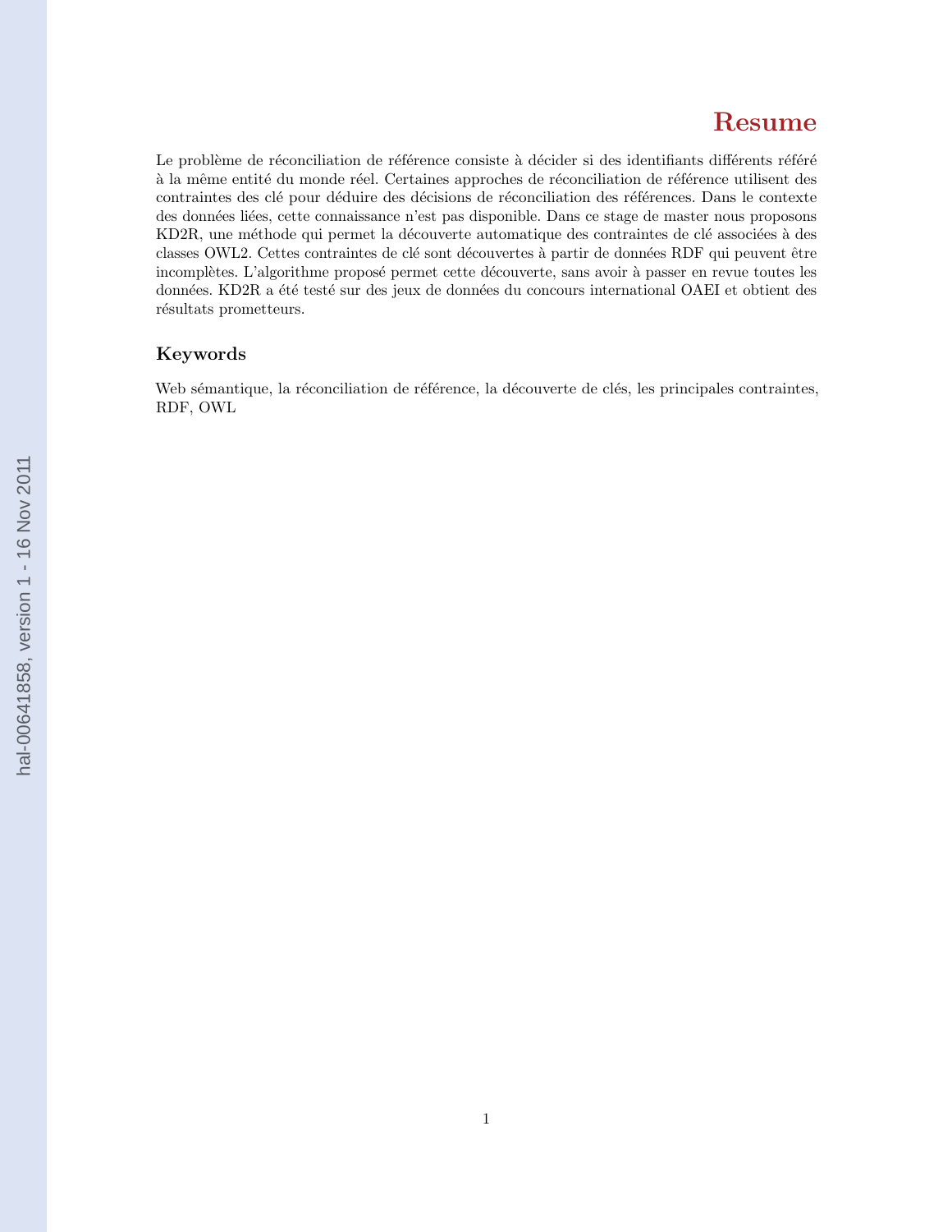# Resume

Le problème de réconciliation de référence consiste à décider si des identifiants différents référé à la même entité du monde réel. Certaines approches de réconciliation de référence utilisent des contraintes des clé pour déduire des décisions de réconciliation des références. Dans le contexte des données liées, cette connaissance n'est pas disponible. Dans ce stage de master nous proposons KD2R, une méthode qui permet la découverte automatique des contraintes de clé associées à des classes OWL2. Cettes contraintes de clé sont découvertes à partir de données RDF qui peuvent être incomplètes. L'algorithme proposé permet cette découverte, sans avoir à passer en revue toutes les données. KD2R a été testé sur des jeux de données du concours international OAEI et obtient des résultats prometteurs.

### Keywords

Web sémantique, la réconciliation de référence, la découverte de clés, les principales contraintes, RDF, OWL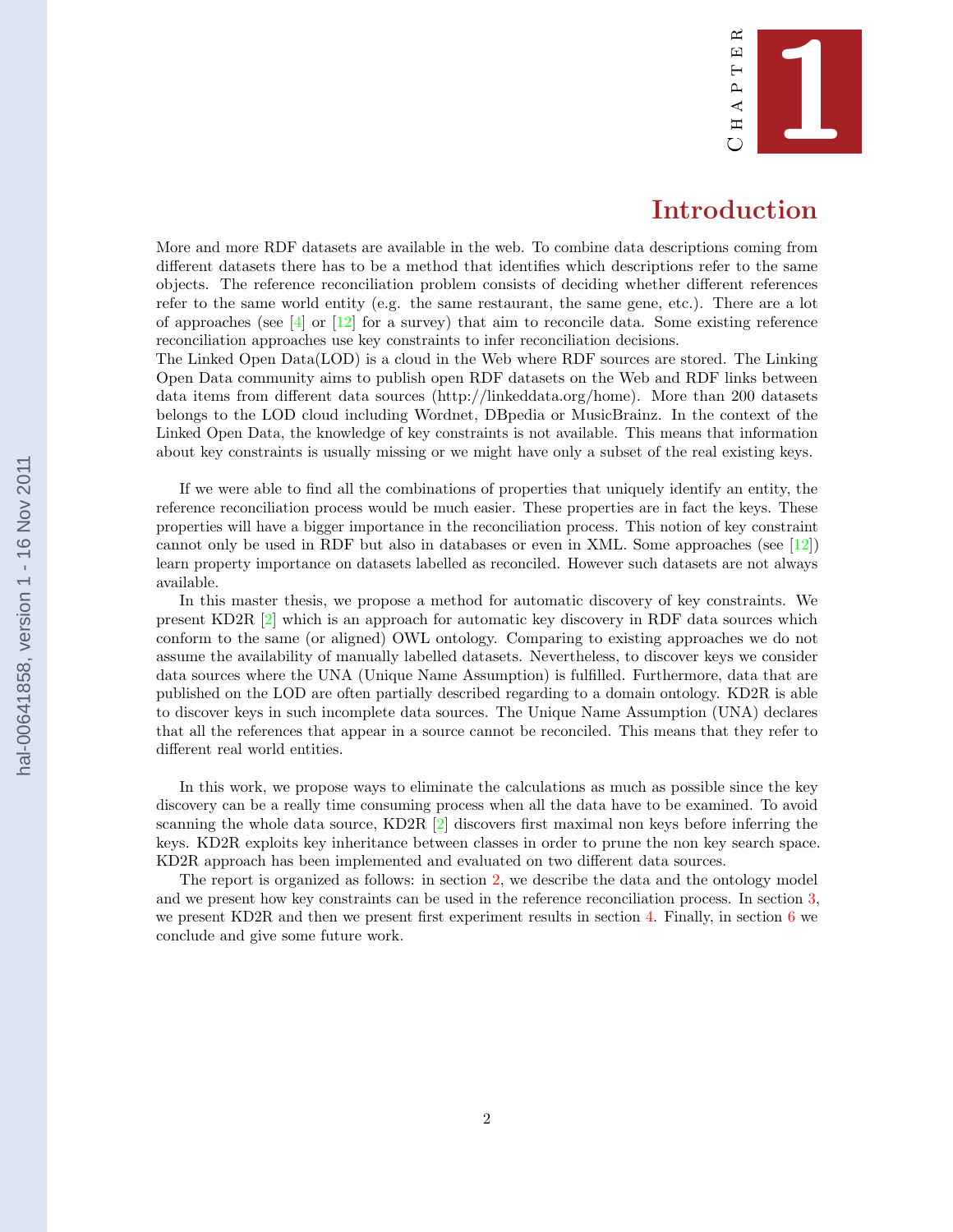# Chapter 1

# Introduction

More and more RDF datasets are available in the web. To combine data descriptions coming from different datasets there has to be a method that identifies which descriptions refer to the same objects. The reference reconciliation problem consists of deciding whether different references refer to the same world entity (e.g. the same restaurant, the same gene, etc.). There are a lot of approaches (see [4] or [12] for a survey) that aim to reconcile data. Some existing reference reconciliation approaches use key constraints to infer reconciliation decisions.
The Linked Open Data(LOD) is a cloud in the Web where RDF sources are stored. The Linking Open Data community aims to publish open RDF datasets on the Web and RDF links between data items from different data sources (http://linkeddata.org/home). More than 200 datasets belongs to the LOD cloud including Wordnet, DBpedia or MusicBrainz. In the context of the Linked Open Data, the knowledge of key constraints is not available. This means that information about key constraints is usually missing or we might have only a subset of the real existing keys.

If we were able to find all the combinations of properties that uniquely identify an entity, the reference reconciliation process would be much easier. These properties are in fact the keys. These properties will have a bigger importance in the reconciliation process. This notion of key constraint cannot only be used in RDF but also in databases or even in XML. Some approaches (see [12]) learn property importance on datasets labelled as reconciled. However such datasets are not always available.

In this master thesis, we propose a method for automatic discovery of key constraints. We present KD2R [2] which is an approach for automatic key discovery in RDF data sources which conform to the same (or aligned) OWL ontology. Comparing to existing approaches we do not assume the availability of manually labelled datasets. Nevertheless, to discover keys we consider data sources where the UNA (Unique Name Assumption) is fulfilled. Furthermore, data that are published on the LOD are often partially described regarding to a domain ontology. KD2R is able to discover keys in such incomplete data sources. The Unique Name Assumption (UNA) declares that all the references that appear in a source cannot be reconciled. This means that they refer to different real world entities.

In this work, we propose ways to eliminate the calculations as much as possible since the key discovery can be a really time consuming process when all the data have to be examined. To avoid scanning the whole data source, KD2R [2] discovers first maximal non keys before inferring the keys. KD2R exploits key inheritance between classes in order to prune the non key search space. KD2R approach has been implemented and evaluated on two different data sources.

The report is organized as follows: in section 2, we describe the data and the ontology model and we present how key constraints can be used in the reference reconciliation process. In section 3, we present KD2R and then we present first experiment results in section 4. Finally, in section 6 we conclude and give some future work.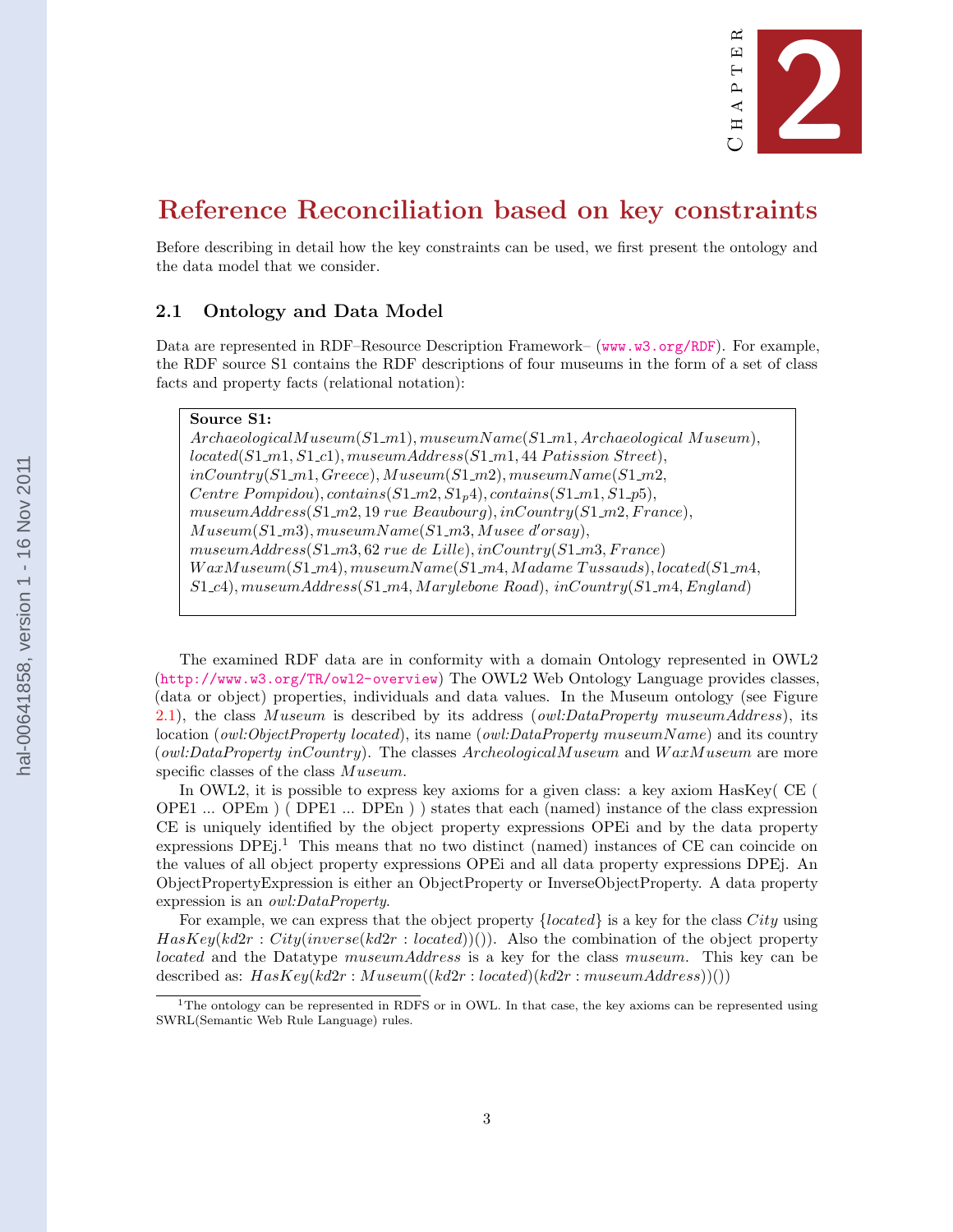# Chapter 2

# Reference Reconciliation based on key constraints

Before describing in detail how the key constraints can be used, we first present the ontology and the data model that we consider.

## 2.1 Ontology and Data Model

Data are represented in RDF–Resource Description Framework– (www.w3.org/RDF). For example, the RDF source S1 contains the RDF descriptions of four museums in the form of a set of class facts and property facts (relational notation):

> **Source S1:**
> $ArchaeologicalMuseum(S1\_m1)$, $museumName(S1\_m1, Archaeological\ Museum)$, $located(S1\_m1, S1\_c1)$, $museumAddress(S1\_m1, 44\ Patission\ Street)$, $inCountry(S1\_m1, Greece)$, $Museum(S1\_m2)$, $museumName(S1\_m2, Centre\ Pompidou)$, $contains(S1\_m2, S1_p4)$, $contains(S1\_m1, S1\_p5)$, $museumAddress(S1\_m2, 19\ rue\ Beaubourg)$, $inCountry(S1\_m2, France)$, $Museum(S1\_m3)$, $museumName(S1\_m3, Musee\ d'orsay)$, $museumAddress(S1\_m3, 62\ rue\ de\ Lille)$, $inCountry(S1\_m3, France)$ $WaxMuseum(S1\_m4)$, $museumName(S1\_m4, Madame\ Tussauds)$, $located(S1\_m4, S1\_c4)$, $museumAddress(S1\_m4, Marylebone\ Road)$, $inCountry(S1\_m4, England)$

The examined RDF data are in conformity with a domain Ontology represented in OWL2 (http://www.w3.org/TR/owl2-overview) The OWL2 Web Ontology Language provides classes, (data or object) properties, individuals and data values. In the Museum ontology (see Figure 2.1), the class *Museum* is described by its address (*owl:DataProperty museumAddress*), its location (*owl:ObjectProperty located*), its name (*owl:DataProperty museumName*) and its country (*owl:DataProperty inCountry*). The classes *ArcheologicalMuseum* and *WaxMuseum* are more specific classes of the class *Museum*.

In OWL2, it is possible to express key axioms for a given class: a key axiom HasKey( CE ( OPE1 ... OPEm ) ( DPE1 ... DPEn ) ) states that each (named) instance of the class expression CE is uniquely identified by the object property expressions OPEi and by the data property expressions DPEj.[1] This means that no two distinct (named) instances of CE can coincide on the values of all object property expressions OPEi and all data property expressions DPEj. An ObjectPropertyExpression is either an ObjectProperty or InverseObjectProperty. A data property expression is an *owl:DataProperty*.

For example, we can express that the object property $\{located\}$ is a key for the class $City$ using $HasKey(kd2r : City(inverse(kd2r : located))())$. Also the combination of the object property *located* and the Datatype *museumAddress* is a key for the class *museum*. This key can be described as: $HasKey(kd2r : Museum((kd2r : located)(kd2r : museumAddress))())$

[1] The ontology can be represented in RDFS or in OWL. In that case, the key axioms can be represented using SWRL(Semantic Web Rule Language) rules.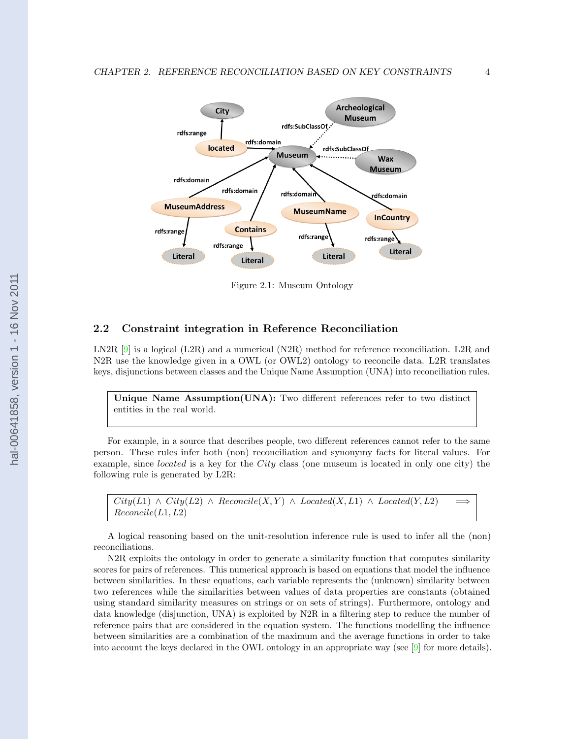Figure 2.1: Museum Ontology

## 2.2 Constraint integration in Reference Reconciliation

LN2R [9] is a logical (L2R) and a numerical (N2R) method for reference reconciliation. L2R and N2R use the knowledge given in a OWL (or OWL2) ontology to reconcile data. L2R translates keys, disjunctions between classes and the Unique Name Assumption (UNA) into reconciliation rules.

> **Unique Name Assumption(UNA):** Two different references refer to two distinct entities in the real world.

For example, in a source that describes people, two different references cannot refer to the same person. These rules infer both (non) reconciliation and synonymy facts for literal values. For example, since *located* is a key for the *City* class (one museum is located in only one city) the following rule is generated by L2R:

$$City(L1) \wedge City(L2) \wedge Reconcile(X,Y) \wedge Located(X,L1) \wedge Located(Y,L2) \implies Reconcile(L1,L2)$$

A logical reasoning based on the unit-resolution inference rule is used to infer all the (non) reconciliations.

N2R exploits the ontology in order to generate a similarity function that computes similarity scores for pairs of references. This numerical approach is based on equations that model the influence between similarities. In these equations, each variable represents the (unknown) similarity between two references while the similarities between values of data properties are constants (obtained using standard similarity measures on strings or on sets of strings). Furthermore, ontology and data knowledge (disjunction, UNA) is exploited by N2R in a filtering step to reduce the number of reference pairs that are considered in the equation system. The functions modelling the influence between similarities are a combination of the maximum and the average functions in order to take into account the keys declared in the OWL ontology in an appropriate way (see [9] for more details).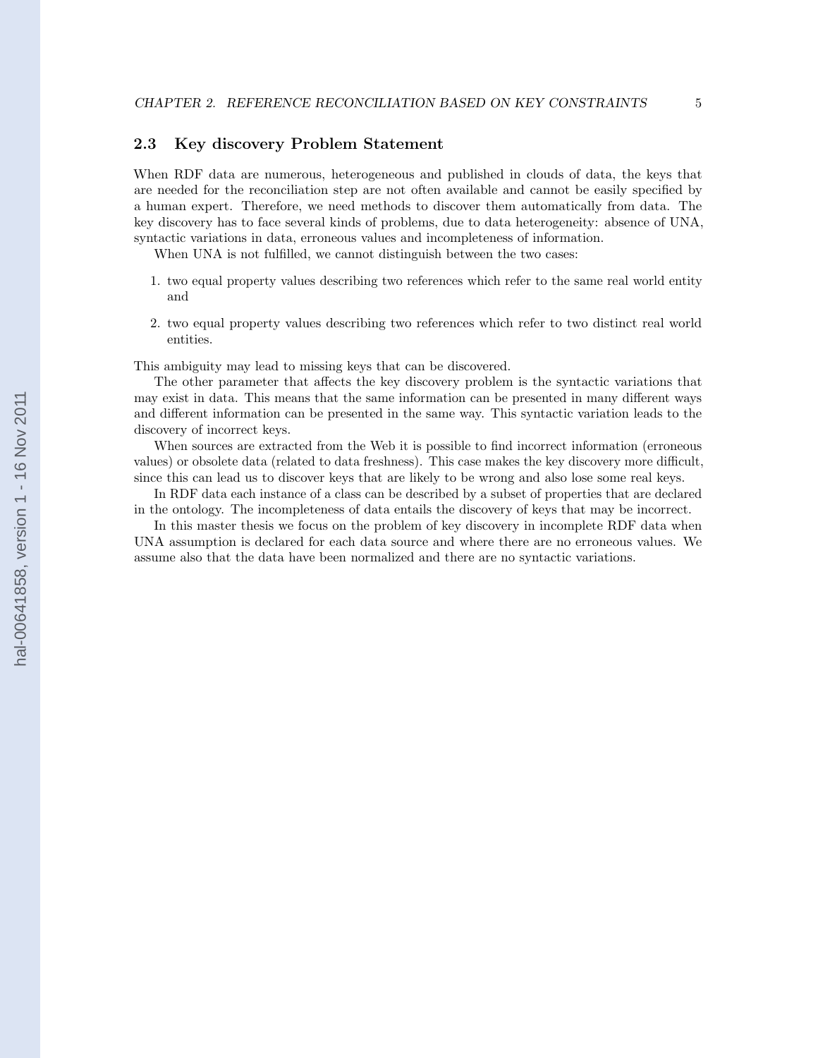## 2.3 Key discovery Problem Statement

When RDF data are numerous, heterogeneous and published in clouds of data, the keys that are needed for the reconciliation step are not often available and cannot be easily specified by a human expert. Therefore, we need methods to discover them automatically from data. The key discovery has to face several kinds of problems, due to data heterogeneity: absence of UNA, syntactic variations in data, erroneous values and incompleteness of information.

When UNA is not fulfilled, we cannot distinguish between the two cases:

1. two equal property values describing two references which refer to the same real world entity and
2. two equal property values describing two references which refer to two distinct real world entities.

This ambiguity may lead to missing keys that can be discovered.

The other parameter that affects the key discovery problem is the syntactic variations that may exist in data. This means that the same information can be presented in many different ways and different information can be presented in the same way. This syntactic variation leads to the discovery of incorrect keys.

When sources are extracted from the Web it is possible to find incorrect information (erroneous values) or obsolete data (related to data freshness). This case makes the key discovery more difficult, since this can lead us to discover keys that are likely to be wrong and also lose some real keys.

In RDF data each instance of a class can be described by a subset of properties that are declared in the ontology. The incompleteness of data entails the discovery of keys that may be incorrect.

In this master thesis we focus on the problem of key discovery in incomplete RDF data when UNA assumption is declared for each data source and where there are no erroneous values. We assume also that the data have been normalized and there are no syntactic variations.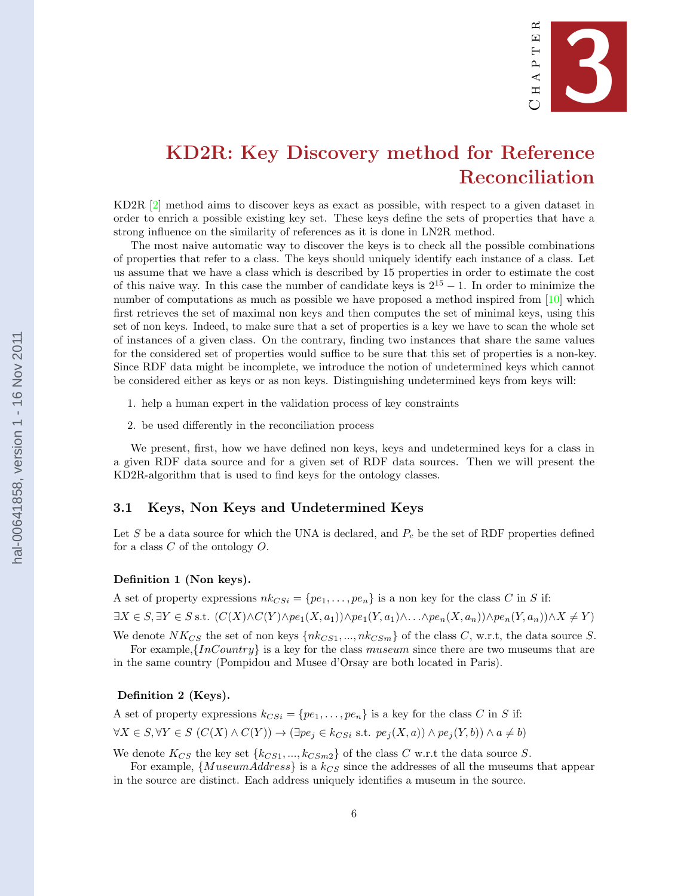# Chapter 3

# KD2R: Key Discovery method for Reference Reconciliation

KD2R [2] method aims to discover keys as exact as possible, with respect to a given dataset in order to enrich a possible existing key set. These keys define the sets of properties that have a strong influence on the similarity of references as it is done in LN2R method.

The most naive automatic way to discover the keys is to check all the possible combinations of properties that refer to a class. The keys should uniquely identify each instance of a class. Let us assume that we have a class which is described by 15 properties in order to estimate the cost of this naive way. In this case the number of candidate keys is $2^{15} - 1$. In order to minimize the number of computations as much as possible we have proposed a method inspired from [10] which first retrieves the set of maximal non keys and then computes the set of minimal keys, using this set of non keys. Indeed, to make sure that a set of properties is a key we have to scan the whole set of instances of a given class. On the contrary, finding two instances that share the same values for the considered set of properties would suffice to be sure that this set of properties is a non-key. Since RDF data might be incomplete, we introduce the notion of undetermined keys which cannot be considered either as keys or as non keys. Distinguishing undetermined keys from keys will:

1. help a human expert in the validation process of key constraints
2. be used differently in the reconciliation process

We present, first, how we have defined non keys, keys and undetermined keys for a class in a given RDF data source and for a given set of RDF data sources. Then we will present the KD2R-algorithm that is used to find keys for the ontology classes.

## 3.1 Keys, Non Keys and Undetermined Keys

Let $S$ be a data source for which the UNA is declared, and $P_c$ be the set of RDF properties defined for a class $C$ of the ontology $O$.

**Definition 1 (Non keys).**

A set of property expressions $nk_{CSi} = \{pe_1, \ldots, pe_n\}$ is a non key for the class $C$ in $S$ if:

$\exists X \in S, \exists Y \in S$ s.t. $(C(X) \wedge C(Y) \wedge pe_1(X, a_1)) \wedge pe_1(Y, a_1) \wedge \ldots \wedge pe_n(X, a_n)) \wedge pe_n(Y, a_n)) \wedge X \neq Y)$

We denote $NK_{CS}$ the set of non keys $\{nk_{CS1}, ..., nk_{CSm}\}$ of the class $C$, w.r.t, the data source $S$.

For example,$\{InCountry\}$ is a key for the class *museum* since there are two museums that are in the same country (Pompidou and Musee d'Orsay are both located in Paris).

**Definition 2 (Keys).**

A set of property expressions $k_{CSi} = \{pe_1, \ldots, pe_n\}$ is a key for the class $C$ in $S$ if:

$\forall X \in S, \forall Y \in S$ $(C(X) \wedge C(Y)) \rightarrow (\exists pe_j \in k_{CSi}$ s.t. $pe_j(X, a)) \wedge pe_j(Y, b)) \wedge a \neq b)$

We denote $K_{CS}$ the key set $\{k_{CS1}, ..., k_{CSm2}\}$ of the class $C$ w.r.t the data source $S$.

For example, $\{MuseumAddress\}$ is a $k_{CS}$ since the addresses of all the museums that appear in the source are distinct. Each address uniquely identifies a museum in the source.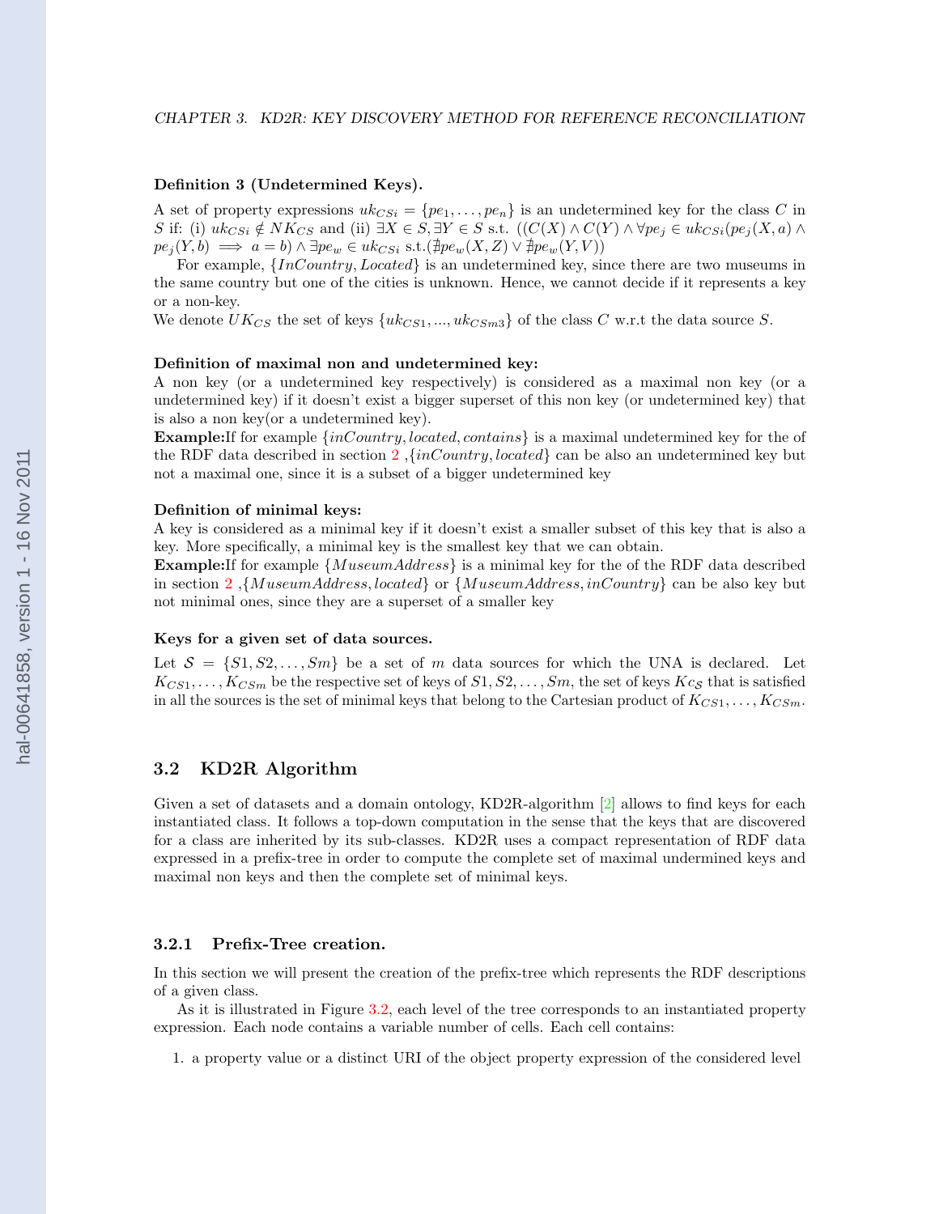**Definition 3 (Undetermined Keys).**

A set of property expressions $uk_{CSi} = \{pe_1, \ldots, pe_n\}$ is an undetermined key for the class $C$ in $S$ if: (i) $uk_{CSi} \notin NK_{CS}$ and (ii) $\exists X \in S, \exists Y \in S$ s.t. $((C(X) \wedge C(Y) \wedge \forall pe_j \in uk_{CSi}(pe_j(X,a) \wedge pe_j(Y,b) \implies a = b) \wedge \exists pe_w \in uk_{CSi}$ s.t.$(\nexists pe_w(X,Z) \vee \nexists pe_w(Y,V))$

For example, $\{InCountry, Located\}$ is an undetermined key, since there are two museums in the same country but one of the cities is unknown. Hence, we cannot decide if it represents a key or a non-key.

We denote $UK_{CS}$ the set of keys $\{uk_{CS1}, ..., uk_{CSm3}\}$ of the class $C$ w.r.t the data source $S$.

**Definition of maximal non and undetermined key:**

A non key (or a undetermined key respectively) is considered as a maximal non key (or a undetermined key) if it doesn't exist a bigger superset of this non key (or undetermined key) that is also a non key(or a undetermined key).

**Example:**If for example $\{inCountry, located, contains\}$ is a maximal undetermined key for the of the RDF data described in section 2 ,$\{inCountry, located\}$ can be also an undetermined key but not a maximal one, since it is a subset of a bigger undetermined key

**Definition of minimal keys:**

A key is considered as a minimal key if it doesn't exist a smaller subset of this key that is also a key. More specifically, a minimal key is the smallest key that we can obtain.

**Example:**If for example $\{MuseumAddress\}$ is a minimal key for the of the RDF data described in section 2 ,$\{MuseumAddress, located\}$ or $\{MuseumAddress, inCountry\}$ can be also key but not minimal ones, since they are a superset of a smaller key

**Keys for a given set of data sources.**

Let $\mathcal{S} = \{S1, S2, \ldots, Sm\}$ be a set of $m$ data sources for which the UNA is declared. Let $K_{CS1}, \ldots, K_{CSm}$ be the respective set of keys of $S1, S2, \ldots, Sm$, the set of keys $Kc_{\mathcal{S}}$ that is satisfied in all the sources is the set of minimal keys that belong to the Cartesian product of $K_{CS1}, \ldots, K_{CSm}$.

## 3.2 KD2R Algorithm

Given a set of datasets and a domain ontology, KD2R-algorithm [2] allows to find keys for each instantiated class. It follows a top-down computation in the sense that the keys that are discovered for a class are inherited by its sub-classes. KD2R uses a compact representation of RDF data expressed in a prefix-tree in order to compute the complete set of maximal undermined keys and maximal non keys and then the complete set of minimal keys.

### 3.2.1 Prefix-Tree creation.

In this section we will present the creation of the prefix-tree which represents the RDF descriptions of a given class.

As it is illustrated in Figure 3.2, each level of the tree corresponds to an instantiated property expression. Each node contains a variable number of cells. Each cell contains:

1. a property value or a distinct URI of the object property expression of the considered level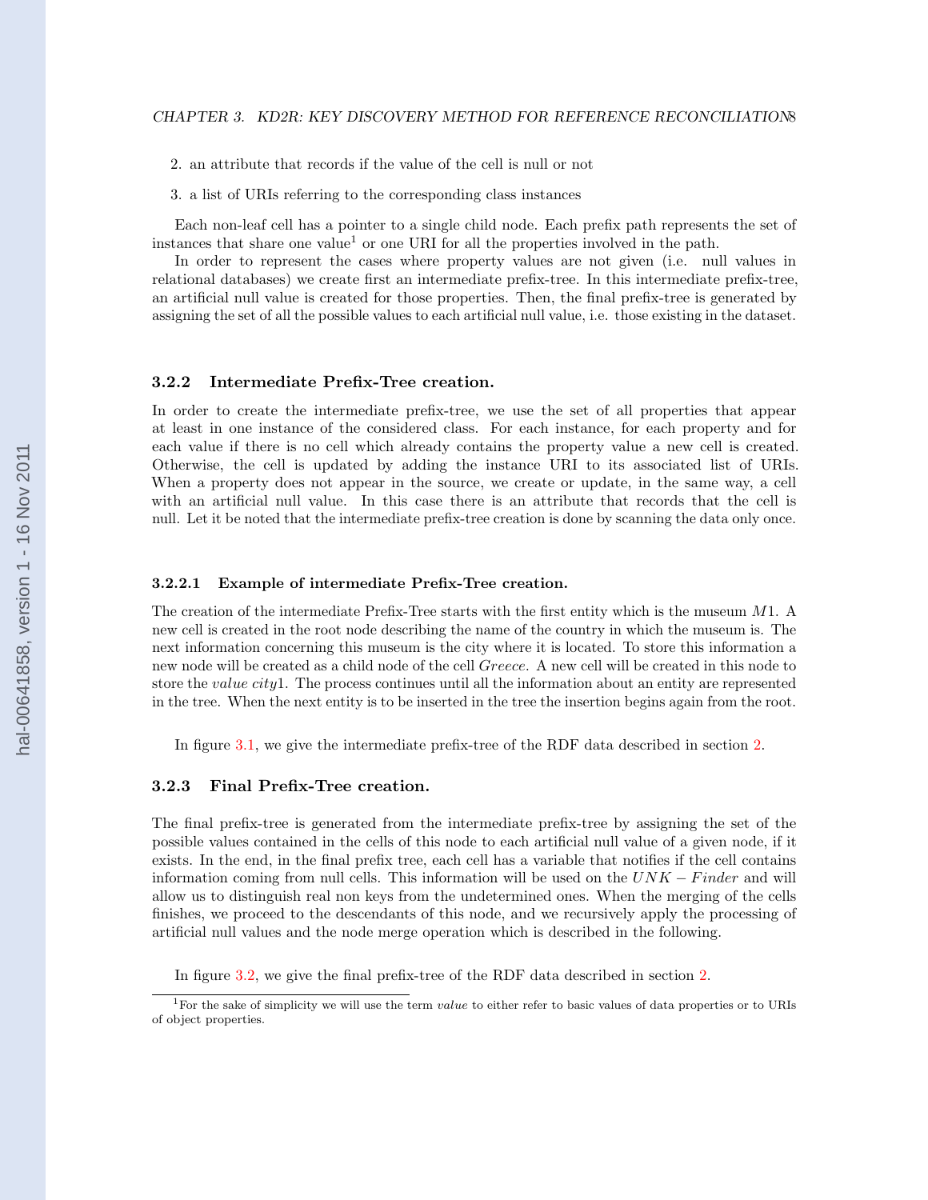2. an attribute that records if the value of the cell is null or not
3. a list of URIs referring to the corresponding class instances

Each non-leaf cell has a pointer to a single child node. Each prefix path represents the set of instances that share one value[1] or one URI for all the properties involved in the path.

In order to represent the cases where property values are not given (i.e. null values in relational databases) we create first an intermediate prefix-tree. In this intermediate prefix-tree, an artificial null value is created for those properties. Then, the final prefix-tree is generated by assigning the set of all the possible values to each artificial null value, i.e. those existing in the dataset.

### 3.2.2 Intermediate Prefix-Tree creation.

In order to create the intermediate prefix-tree, we use the set of all properties that appear at least in one instance of the considered class. For each instance, for each property and for each value if there is no cell which already contains the property value a new cell is created. Otherwise, the cell is updated by adding the instance URI to its associated list of URIs. When a property does not appear in the source, we create or update, in the same way, a cell with an artificial null value. In this case there is an attribute that records that the cell is null. Let it be noted that the intermediate prefix-tree creation is done by scanning the data only once.

#### 3.2.2.1 Example of intermediate Prefix-Tree creation.

The creation of the intermediate Prefix-Tree starts with the first entity which is the museum $M1$. A new cell is created in the root node describing the name of the country in which the museum is. The next information concerning this museum is the city where it is located. To store this information a new node will be created as a child node of the cell *Greece*. A new cell will be created in this node to store the *value city*1. The process continues until all the information about an entity are represented in the tree. When the next entity is to be inserted in the tree the insertion begins again from the root.

In figure 3.1, we give the intermediate prefix-tree of the RDF data described in section 2.

### 3.2.3 Final Prefix-Tree creation.

The final prefix-tree is generated from the intermediate prefix-tree by assigning the set of the possible values contained in the cells of this node to each artificial null value of a given node, if it exists. In the end, in the final prefix tree, each cell has a variable that notifies if the cell contains information coming from null cells. This information will be used on the $UNK-Finder$ and will allow us to distinguish real non keys from the undetermined ones. When the merging of the cells finishes, we proceed to the descendants of this node, and we recursively apply the processing of artificial null values and the node merge operation which is described in the following.

In figure 3.2, we give the final prefix-tree of the RDF data described in section 2.

[1] For the sake of simplicity we will use the term *value* to either refer to basic values of data properties or to URIs of object properties.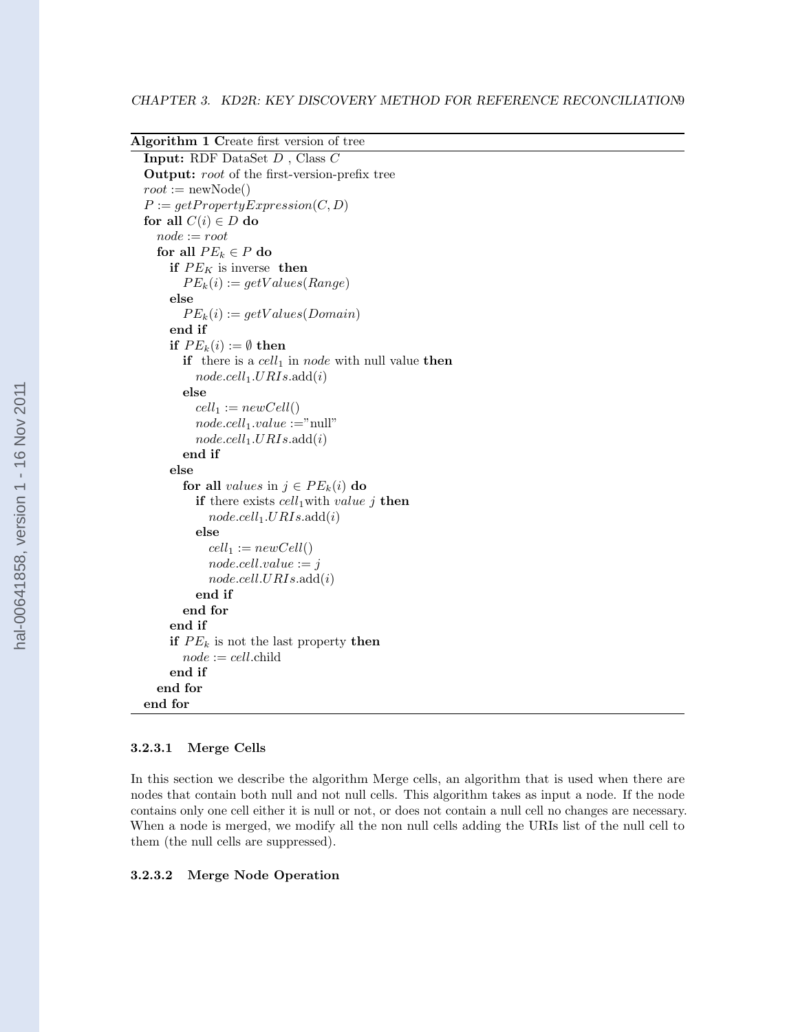**Algorithm 1** Create first version of tree

```
Input: RDF DataSet D , Class C
Output: root of the first-version-prefix tree
root := newNode()
P := getPropertyExpression(C, D)
for all C(i) ∈ D do
  node := root
  for all PE_k ∈ P do
    if PE_K is inverse then
      PE_k(i) := getValues(Range)
    else
      PE_k(i) := getValues(Domain)
    end if
    if PE_k(i) := ∅ then
      if there is a cell_1 in node with null value then
        node.cell_1.URIs.add(i)
      else
        cell_1 := newCell()
        node.cell_1.value :="null"
        node.cell_1.URIs.add(i)
      end if
    else
      for all values in j ∈ PE_k(i) do
        if there exists cell_1 with value j then
          node.cell_1.URIs.add(i)
        else
          cell_1 := newCell()
          node.cell.value := j
          node.cell.URIs.add(i)
        end if
      end for
    end if
    if PE_k is not the last property then
      node := cell.child
    end if
  end for
end for
```

#### 3.2.3.1 Merge Cells

In this section we describe the algorithm Merge cells, an algorithm that is used when there are nodes that contain both null and not null cells. This algorithm takes as input a node. If the node contains only one cell either it is null or not, or does not contain a null cell no changes are necessary. When a node is merged, we modify all the non null cells adding the URIs list of the null cell to them (the null cells are suppressed).

#### 3.2.3.2 Merge Node Operation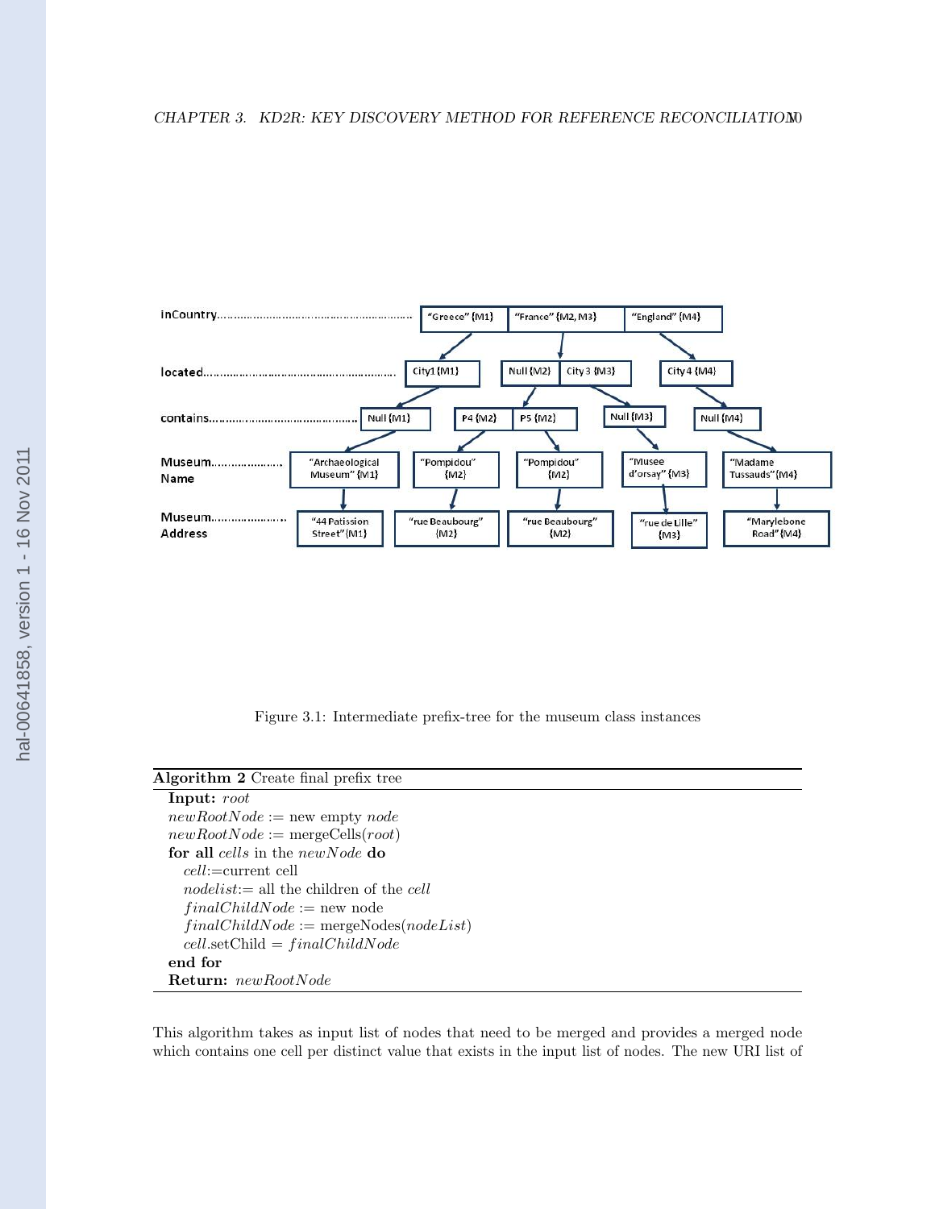Figure 3.1: Intermediate prefix-tree for the museum class instances

**Algorithm 2** Create final prefix tree

**Input:** *root*
$newRootNode$ := new empty *node*
$newRootNode$ := mergeCells(*root*)
**for all** *cells* in the $newNode$ **do**
  *cell*:=current cell
  *nodelist*:= all the children of the *cell*
  $finalChildNode$ := new node
  $finalChildNode$ := mergeNodes($nodeList$)
  *cell*.setChild = $finalChildNode$
**end for**
**Return:** $newRootNode$

This algorithm takes as input list of nodes that need to be merged and provides a merged node which contains one cell per distinct value that exists in the input list of nodes. The new URI list of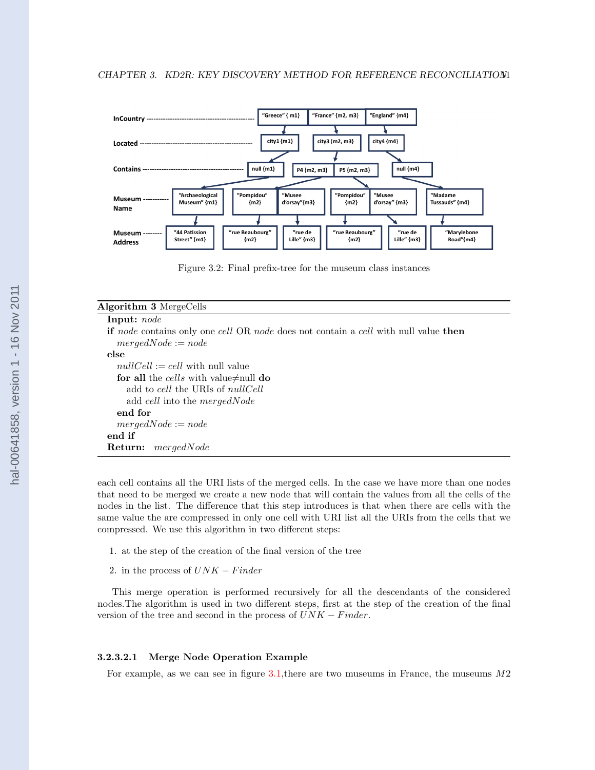Figure 3.2: Final prefix-tree for the museum class instances

**Algorithm 3** MergeCells

**Input:** *node*
**if** *node* contains only one *cell* OR *node* does not contain a *cell* with null value **then**
  $mergedNode := node$
**else**
  $nullCell :=$ *cell* with null value
  **for all** the *cells* with value≠null **do**
    add to *cell* the URIs of *nullCell*
    add *cell* into the *mergedNode*
  **end for**
  $mergedNode := node$
**end if**
**Return:** $mergedNode$

each cell contains all the URI lists of the merged cells. In the case we have more than one nodes that need to be merged we create a new node that will contain the values from all the cells of the nodes in the list. The difference that this step introduces is that when there are cells with the same value the are compressed in only one cell with URI list all the URIs from the cells that we compressed. We use this algorithm in two different steps:

1. at the step of the creation of the final version of the tree
2. in the process of $UNK - Finder$

This merge operation is performed recursively for all the descendants of the considered nodes.The algorithm is used in two different steps, first at the step of the creation of the final version of the tree and second in the process of $UNK - Finder$.

#### 3.2.3.2.1 Merge Node Operation Example

For example, as we can see in figure 3.1,there are two museums in France, the museums $M2$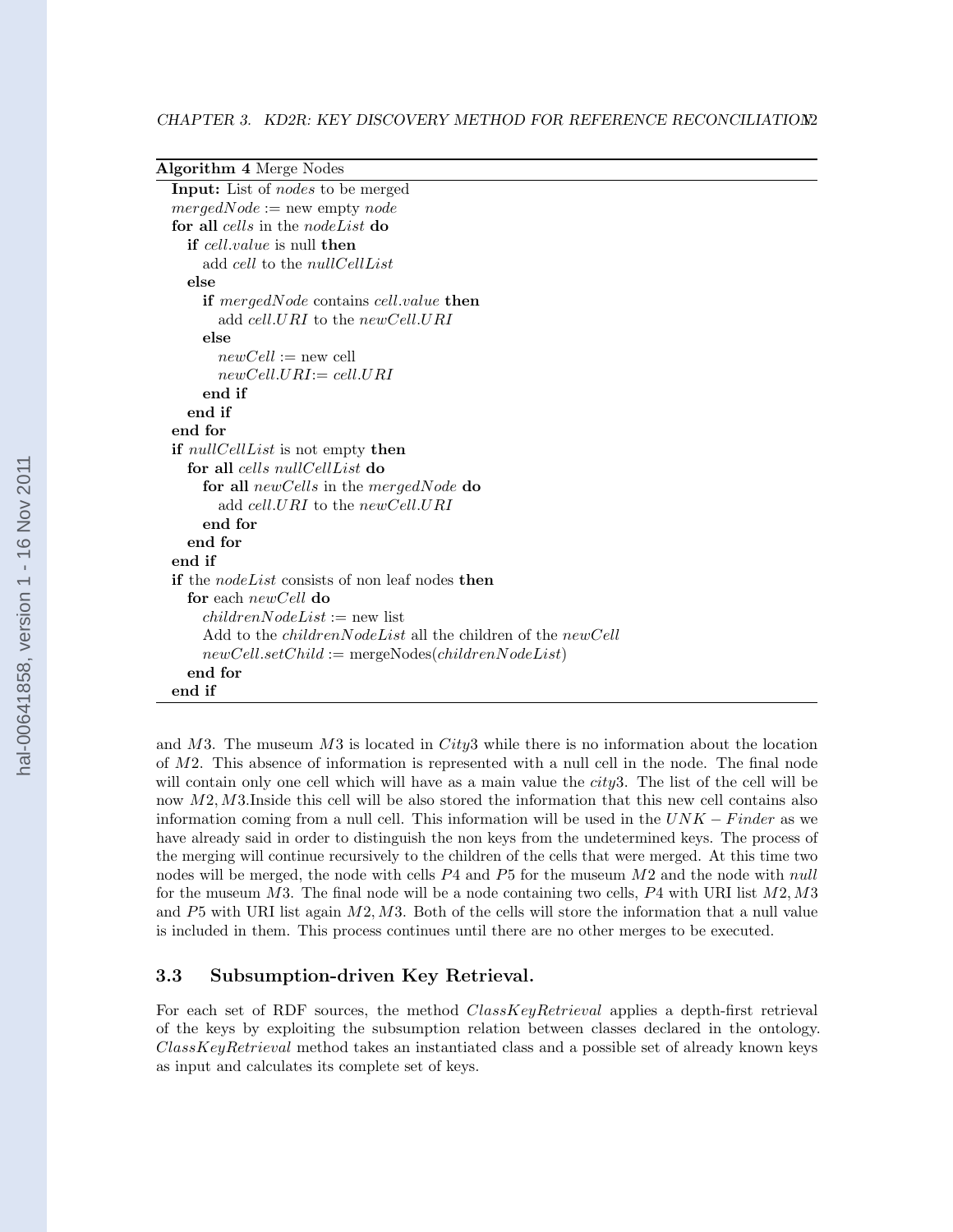**Algorithm 4** Merge Nodes

```
Input: List of nodes to be merged
mergedNode := new empty node
for all cells in the nodeList do
   if cell.value is null then
      add cell to the nullCellList
   else
      if mergedNode contains cell.value then
         add cell.URI to the newCell.URI
      else
         newCell := new cell
         newCell.URI:= cell.URI
      end if
   end if
end for
if nullCellList is not empty then
   for all cells nullCellList do
      for all newCells in the mergedNode do
         add cell.URI to the newCell.URI
      end for
   end for
end if
if the nodeList consists of non leaf nodes then
   for each newCell do
      childrenNodeList := new list
      Add to the childrenNodeList all the children of the newCell
      newCell.setChild := mergeNodes(childrenNodeList)
   end for
end if
```

and $M3$. The museum $M3$ is located in $City3$ while there is no information about the location of $M2$. This absence of information is represented with a null cell in the node. The final node will contain only one cell which will have as a main value the $city3$. The list of the cell will be now $M2, M3$.Inside this cell will be also stored the information that this new cell contains also information coming from a null cell. This information will be used in the $UNK-Finder$ as we have already said in order to distinguish the non keys from the undetermined keys. The process of the merging will continue recursively to the children of the cells that were merged. At this time two nodes will be merged, the node with cells $P4$ and $P5$ for the museum $M2$ and the node with *null* for the museum $M3$. The final node will be a node containing two cells, $P4$ with URI list $M2, M3$ and $P5$ with URI list again $M2, M3$. Both of the cells will store the information that a null value is included in them. This process continues until there are no other merges to be executed.

## 3.3 Subsumption-driven Key Retrieval.

For each set of RDF sources, the method $ClassKeyRetrieval$ applies a depth-first retrieval of the keys by exploiting the subsumption relation between classes declared in the ontology. $ClassKeyRetrieval$ method takes an instantiated class and a possible set of already known keys as input and calculates its complete set of keys.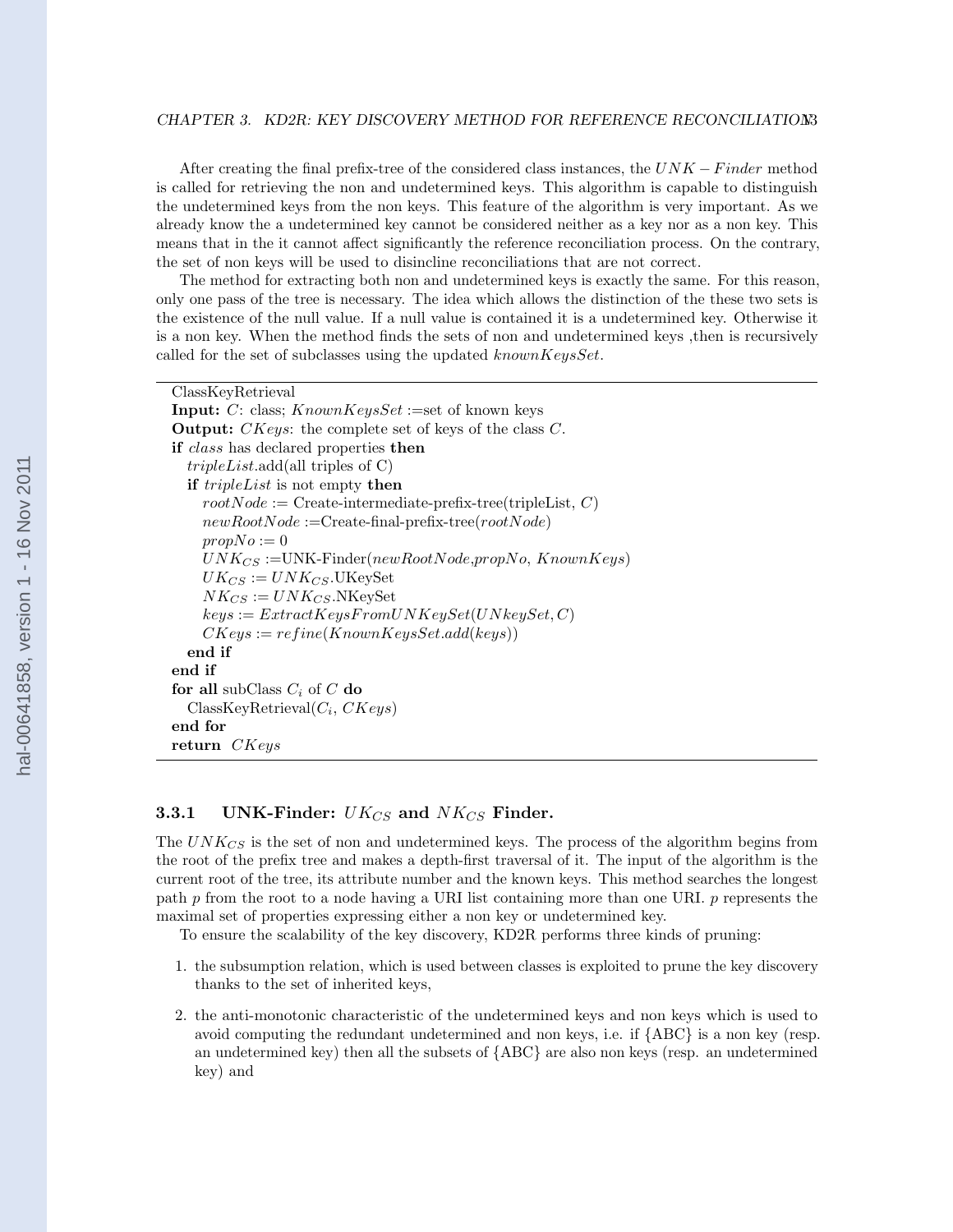After creating the final prefix-tree of the considered class instances, the $UNK-Finder$ method is called for retrieving the non and undetermined keys. This algorithm is capable to distinguish the undetermined keys from the non keys. This feature of the algorithm is very important. As we already know the a undetermined key cannot be considered neither as a key nor as a non key. This means that in the it cannot affect significantly the reference reconciliation process. On the contrary, the set of non keys will be used to disincline reconciliations that are not correct.

The method for extracting both non and undetermined keys is exactly the same. For this reason, only one pass of the tree is necessary. The idea which allows the distinction of the these two sets is the existence of the null value. If a null value is contained it is a undetermined key. Otherwise it is a non key. When the method finds the sets of non and undetermined keys ,then is recursively called for the set of subclasses using the updated $knownKeysSet$.

```
ClassKeyRetrieval
Input: C: class; KnownKeysSet :=set of known keys
Output: CKeys: the complete set of keys of the class C.
if class has declared properties then
   tripleList.add(all triples of C)
   if tripleList is not empty then
      rootNode := Create-intermediate-prefix-tree(tripleList, C)
      newRootNode :=Create-final-prefix-tree(rootNode)
      propNo := 0
      UNK_CS :=UNK-Finder(newRootNode,propNo, KnownKeys)
      UK_CS := UNK_CS.UKeySet
      NK_CS := UNK_CS.NKeySet
      keys := ExtractKeysFromUNKeySet(UNkeySet, C)
      CKeys := refine(KnownKeysSet.add(keys))
   end if
end if
for all subClass C_i of C do
   ClassKeyRetrieval(C_i, CKeys)
end for
return CKeys
```

### 3.3.1 UNK-Finder: $UK_{CS}$ and $NK_{CS}$ Finder.

The $UNK_{CS}$ is the set of non and undetermined keys. The process of the algorithm begins from the root of the prefix tree and makes a depth-first traversal of it. The input of the algorithm is the current root of the tree, its attribute number and the known keys. This method searches the longest path $p$ from the root to a node having a URI list containing more than one URI. $p$ represents the maximal set of properties expressing either a non key or undetermined key.

To ensure the scalability of the key discovery, KD2R performs three kinds of pruning:

1. the subsumption relation, which is used between classes is exploited to prune the key discovery thanks to the set of inherited keys,
2. the anti-monotonic characteristic of the undetermined keys and non keys which is used to avoid computing the redundant undetermined and non keys, i.e. if {ABC} is a non key (resp. an undetermined key) then all the subsets of {ABC} are also non keys (resp. an undetermined key) and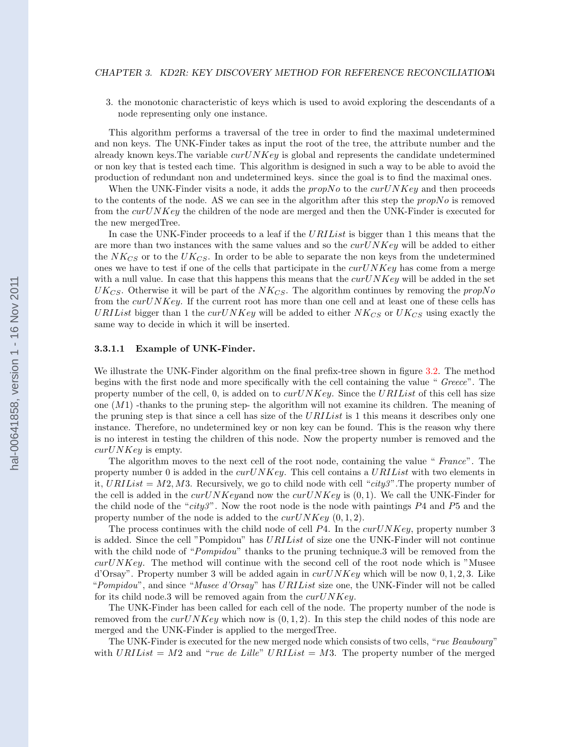3. the monotonic characteristic of keys which is used to avoid exploring the descendants of a node representing only one instance.

This algorithm performs a traversal of the tree in order to find the maximal undetermined and non keys. The UNK-Finder takes as input the root of the tree, the attribute number and the already known keys.The variable $curUNKey$ is global and represents the candidate undetermined or non key that is tested each time. This algorithm is designed in such a way to be able to avoid the production of redundant non and undetermined keys. since the goal is to find the maximal ones.

When the UNK-Finder visits a node, it adds the $propNo$ to the $curUNKey$ and then proceeds to the contents of the node. AS we can see in the algorithm after this step the $propNo$ is removed from the $curUNKey$ the children of the node are merged and then the UNK-Finder is executed for the new mergedTree.

In case the UNK-Finder proceeds to a leaf if the $URIList$ is bigger than 1 this means that the are more than two instances with the same values and so the $curUNKey$ will be added to either the $NK_{CS}$ or to the $UK_{CS}$. In order to be able to separate the non keys from the undetermined ones we have to test if one of the cells that participate in the $curUNKey$ has come from a merge with a null value. In case that this happens this means that the $curUNKey$ will be added in the set $UK_{CS}$. Otherwise it will be part of the $NK_{CS}$. The algorithm continues by removing the $propNo$ from the $curUNKey$. If the current root has more than one cell and at least one of these cells has $URIList$ bigger than 1 the $curUNKey$ will be added to either $NK_{CS}$ or $UK_{CS}$ using exactly the same way to decide in which it will be inserted.

#### 3.3.1.1 Example of UNK-Finder.

We illustrate the UNK-Finder algorithm on the final prefix-tree shown in figure 3.2. The method begins with the first node and more specifically with the cell containing the value " *Greece*". The property number of the cell, 0, is added on to $curUNKey$. Since the $URIList$ of this cell has size one ($M1$) -thanks to the pruning step- the algorithm will not examine its children. The meaning of the pruning step is that since a cell has size of the $URIList$ is 1 this means it describes only one instance. Therefore, no undetermined key or non key can be found. This is the reason why there is no interest in testing the children of this node. Now the property number is removed and the $curUNKey$ is empty.

The algorithm moves to the next cell of the root node, containing the value " *France*". The property number 0 is added in the $curUNKey$. This cell contains a $URIList$ with two elements in it, $URIList = M2, M3$. Recursively, we go to child node with cell "*city3*".The property number of the cell is added in the $curUNKey$and now the $curUNKey$ is $(0, 1)$. We call the UNK-Finder for the child node of the "*city3*". Now the root node is the node with paintings $P4$ and $P5$ and the property number of the node is added to the $curUNKey$ $(0, 1, 2)$.

The process continues with the child node of cell $P4$. In the $curUNKey$, property number 3 is added. Since the cell "Pompidou" has $URIList$ of size one the UNK-Finder will not continue with the child node of "*Pompidou*" thanks to the pruning technique.3 will be removed from the $curUNKey$. The method will continue with the second cell of the root node which is "Musee d'Orsay". Property number 3 will be added again in $curUNKey$ which will be now $0, 1, 2, 3$. Like "*Pompidou*", and since "*Musee d'Orsay*" has $URIList$ size one, the UNK-Finder will not be called for its child node.3 will be removed again from the $curUNKey$.

The UNK-Finder has been called for each cell of the node. The property number of the node is removed from the $curUNKey$ which now is $(0, 1, 2)$. In this step the child nodes of this node are merged and the UNK-Finder is applied to the mergedTree.

The UNK-Finder is executed for the new merged node which consists of two cells, "*rue Beaubourg*" with $URIList = M2$ and "*rue de Lille*" $URIList = M3$. The property number of the merged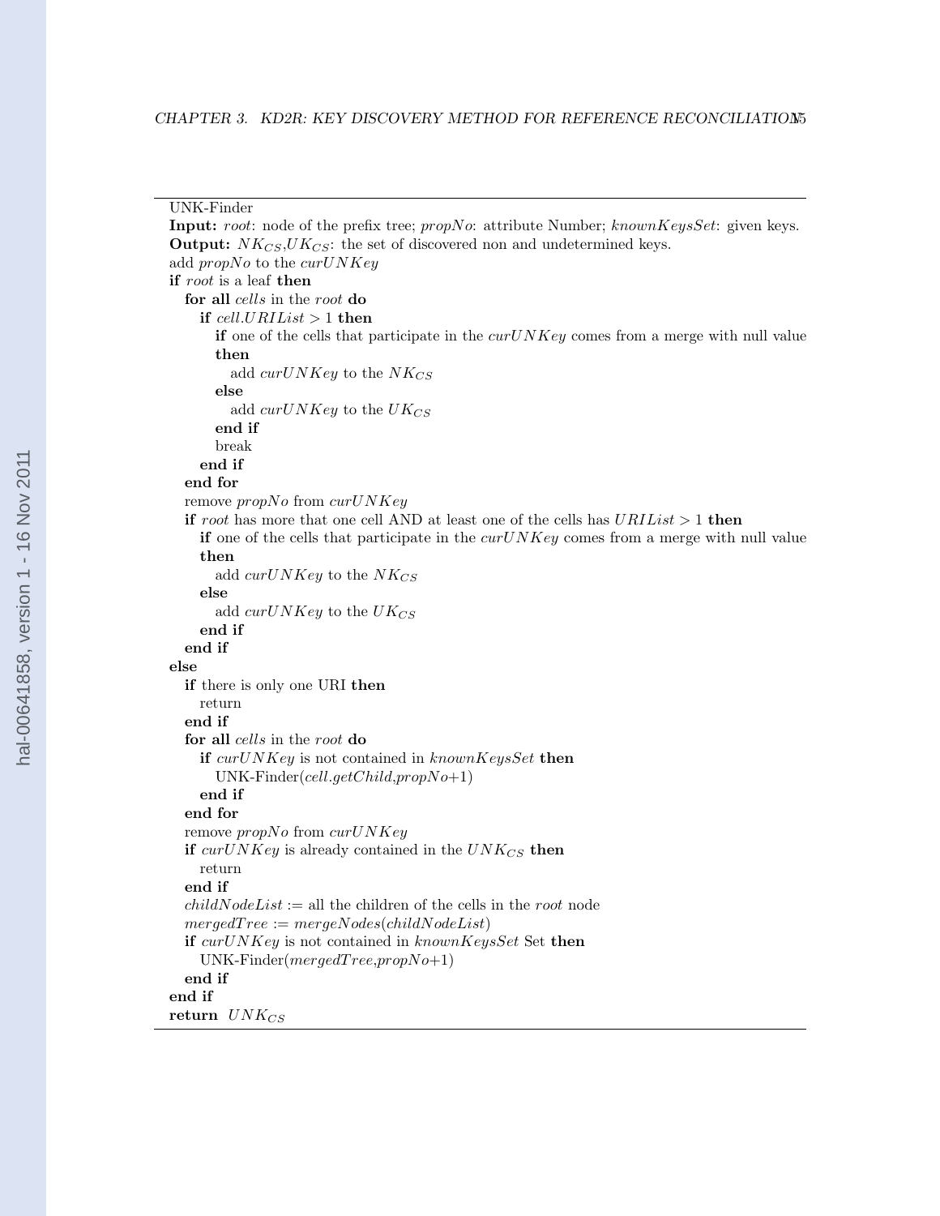UNK-Finder

**Input:** *root*: node of the prefix tree; *propNo*: attribute Number; *knownKeysSet*: given keys.
**Output:** $NK_{CS}$,$UK_{CS}$: the set of discovered non and undetermined keys.

```
add propNo to the curUNKey
if root is a leaf then
  for all cells in the root do
    if cell.URIList > 1 then
      if one of the cells that participate in the curUNKey comes from a merge with null value
      then
        add curUNKey to the NK_CS
      else
        add curUNKey to the UK_CS
      end if
      break
    end if
  end for
  remove propNo from curUNKey
  if root has more that one cell AND at least one of the cells has URIList > 1 then
    if one of the cells that participate in the curUNKey comes from a merge with null value
    then
      add curUNKey to the NK_CS
    else
      add curUNKey to the UK_CS
    end if
  end if
else
  if there is only one URI then
    return
  end if
  for all cells in the root do
    if curUNKey is not contained in knownKeysSet then
      UNK-Finder(cell.getChild,propNo+1)
    end if
  end for
  remove propNo from curUNKey
  if curUNKey is already contained in the UNK_CS then
    return
  end if
  childNodeList := all the children of the cells in the root node
  mergedTree := mergeNodes(childNodeList)
  if curUNKey is not contained in knownKeysSet Set then
    UNK-Finder(mergedTree,propNo+1)
  end if
end if
return UNK_CS
```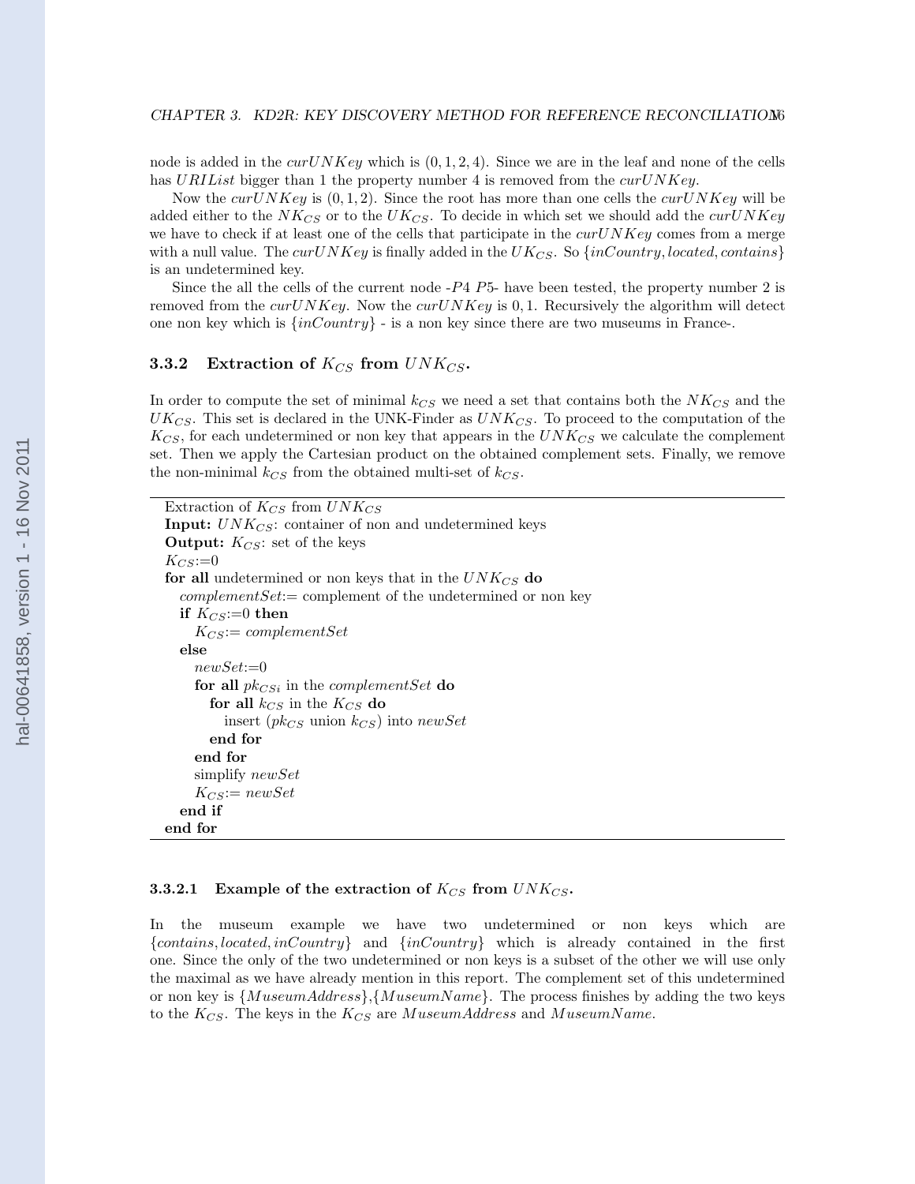node is added in the $curUNKey$ which is $(0, 1, 2, 4)$. Since we are in the leaf and none of the cells has $URIList$ bigger than 1 the property number 4 is removed from the $curUNKey$.

Now the $curUNKey$ is $(0, 1, 2)$. Since the root has more than one cells the $curUNKey$ will be added either to the $NK_{CS}$ or to the $UK_{CS}$. To decide in which set we should add the $curUNKey$ we have to check if at least one of the cells that participate in the $curUNKey$ comes from a merge with a null value. The $curUNKey$ is finally added in the $UK_{CS}$. So $\{inCountry, located, contains\}$ is an undetermined key.

Since the all the cells of the current node -$P4$ $P5$- have been tested, the property number 2 is removed from the $curUNKey$. Now the $curUNKey$ is $0, 1$. Recursively the algorithm will detect one non key which is $\{inCountry\}$ - is a non key since there are two museums in France-.

### 3.3.2 Extraction of $K_{CS}$ from $UNK_{CS}$.

In order to compute the set of minimal $k_{CS}$ we need a set that contains both the $NK_{CS}$ and the $UK_{CS}$. This set is declared in the UNK-Finder as $UNK_{CS}$. To proceed to the computation of the $K_{CS}$, for each undetermined or non key that appears in the $UNK_{CS}$ we calculate the complement set. Then we apply the Cartesian product on the obtained complement sets. Finally, we remove the non-minimal $k_{CS}$ from the obtained multi-set of $k_{CS}$.

---

Extraction of $K_{CS}$ from $UNK_{CS}$
**Input:** $UNK_{CS}$: container of non and undetermined keys
**Output:** $K_{CS}$: set of the keys
$K_{CS}$:=0
**for all** undetermined or non keys that in the $UNK_{CS}$ **do**
  $complementSet$:= complement of the undetermined or non key
  **if** $K_{CS}$:=0 **then**
    $K_{CS}$:= $complementSet$
  **else**
    $newSet$:=0
    **for all** $pk_{CSi}$ in the $complementSet$ **do**
      **for all** $k_{CS}$ in the $K_{CS}$ **do**
        insert ($pk_{CS}$ union $k_{CS}$) into $newSet$
      **end for**
    **end for**
    simplify $newSet$
    $K_{CS}$:= $newSet$
  **end if**
**end for**

---

#### 3.3.2.1 Example of the extraction of $K_{CS}$ from $UNK_{CS}$.

In the museum example we have two undetermined or non keys which are $\{contains, located, inCountry\}$ and $\{inCountry\}$ which is already contained in the first one. Since the only of the two undetermined or non keys is a subset of the other we will use only the maximal as we have already mention in this report. The complement set of this undetermined or non key is $\{MuseumAddress\}$,$\{MuseumName\}$. The process finishes by adding the two keys to the $K_{CS}$. The keys in the $K_{CS}$ are $MuseumAddress$ and $MuseumName$.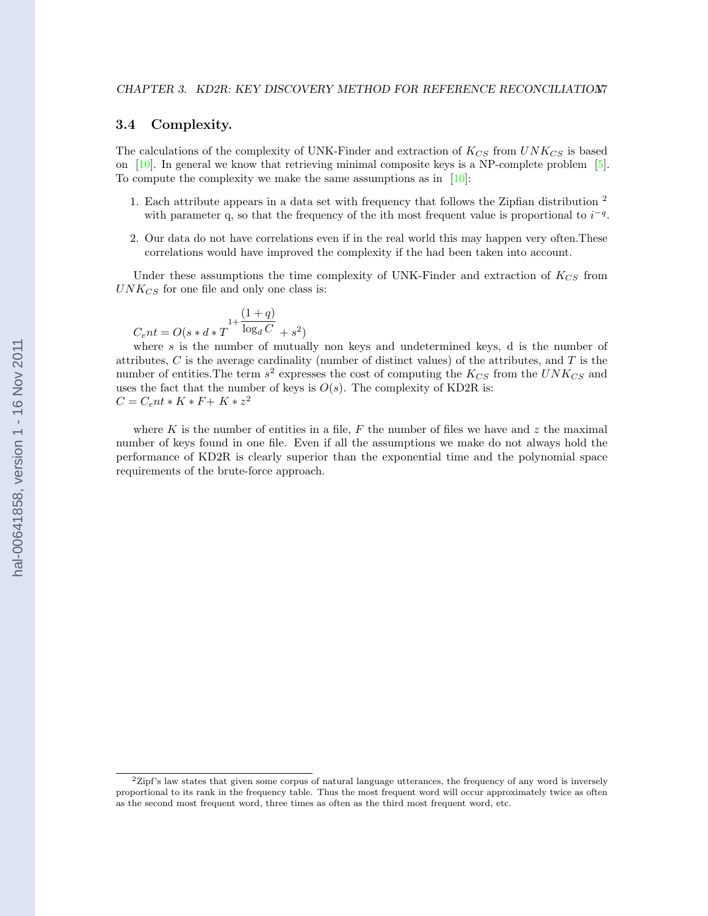## 3.4 Complexity.

The calculations of the complexity of UNK-Finder and extraction of $K_{CS}$ from $UNK_{CS}$ is based on [10]. In general we know that retrieving minimal composite keys is a NP-complete problem [5]. To compute the complexity we make the same assumptions as in [10]:

1. Each attribute appears in a data set with frequency that follows the Zipfian distribution [2] with parameter q, so that the frequency of the ith most frequent value is proportional to $i^{-q}$.
2. Our data do not have correlations even if in the real world this may happen very often.These correlations would have improved the complexity if the had been taken into account.

Under these assumptions the time complexity of UNK-Finder and extraction of $K_{CS}$ from $UNK_{CS}$ for one file and only one class is:

$$C_ent = O(s * d * T^{1+\frac{(1+q)}{\log_d C}} + s^2)$$

where $s$ is the number of mutually non keys and undetermined keys, d is the number of attributes, $C$ is the average cardinality (number of distinct values) of the attributes, and $T$ is the number of entities.The term $s^2$ expresses the cost of computing the $K_{CS}$ from the $UNK_{CS}$ and uses the fact that the number of keys is $O(s)$. The complexity of KD2R is:

$C = C_ent * K * F + K * z^2$

where $K$ is the number of entities in a file, $F$ the number of files we have and $z$ the maximal number of keys found in one file. Even if all the assumptions we make do not always hold the performance of KD2R is clearly superior than the exponential time and the polynomial space requirements of the brute-force approach.

---

[2] Zipf's law states that given some corpus of natural language utterances, the frequency of any word is inversely proportional to its rank in the frequency table. Thus the most frequent word will occur approximately twice as often as the second most frequent word, three times as often as the third most frequent word, etc.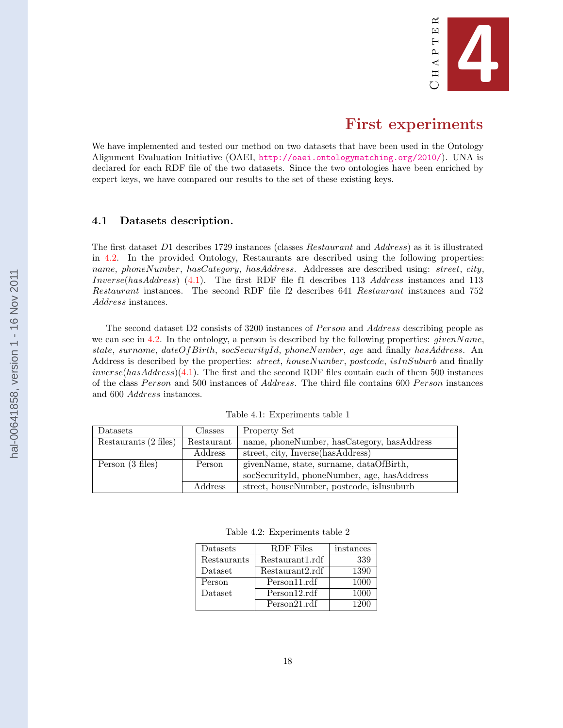# Chapter 4

# First experiments

We have implemented and tested our method on two datasets that have been used in the Ontology Alignment Evaluation Initiative (OAEI, http://oaei.ontologymatching.org/2010/). UNA is declared for each RDF file of the two datasets. Since the two ontologies have been enriched by expert keys, we have compared our results to the set of these existing keys.

## 4.1 Datasets description.

The first dataset $D1$ describes 1729 instances (classes *Restaurant* and *Address*) as it is illustrated in 4.2. In the provided Ontology, Restaurants are described using the following properties: *name*, *phoneNumber*, *hasCategory*, *hasAddress*. Addresses are described using: *street*, *city*, *Inverse*(*hasAddress*) (4.1). The first RDF file f1 describes 113 *Address* instances and 113 *Restaurant* instances. The second RDF file f2 describes 641 *Restaurant* instances and 752 *Address* instances.

The second dataset D2 consists of 3200 instances of *Person* and *Address* describing people as we can see in 4.2. In the ontology, a person is described by the following properties: *givenName*, *state*, *surname*, *dateOfBirth*, *socSecurityId*, *phoneNumber*, *age* and finally *hasAddress*. An Address is described by the properties: *street*, *houseNumber*, *postcode*, *isInSuburb* and finally *inverse*(*hasAddress*)(4.1). The first and the second RDF files contain each of them 500 instances of the class *Person* and 500 instances of *Address*. The third file contains 600 *Person* instances and 600 *Address* instances.

Table 4.1: Experiments table 1

| Datasets | Classes | Property Set |
|---|---|---|
| Restaurants (2 files) | Restaurant | name, phoneNumber, hasCategory, hasAddress |
| | Address | street, city, Inverse(hasAddress) |
| Person (3 files) | Person | givenName, state, surname, dataOfBirth, socSecurityId, phoneNumber, age, hasAddress |
| | Address | street, houseNumber, postcode, isInsuburb |

Table 4.2: Experiments table 2

| Datasets | RDF Files | instances |
|---|---|---|
| Restaurants Dataset | Restaurant1.rdf | 339 |
| | Restaurant2.rdf | 1390 |
| Person Dataset | Person11.rdf | 1000 |
| | Person12.rdf | 1000 |
| | Person21.rdf | 1200 |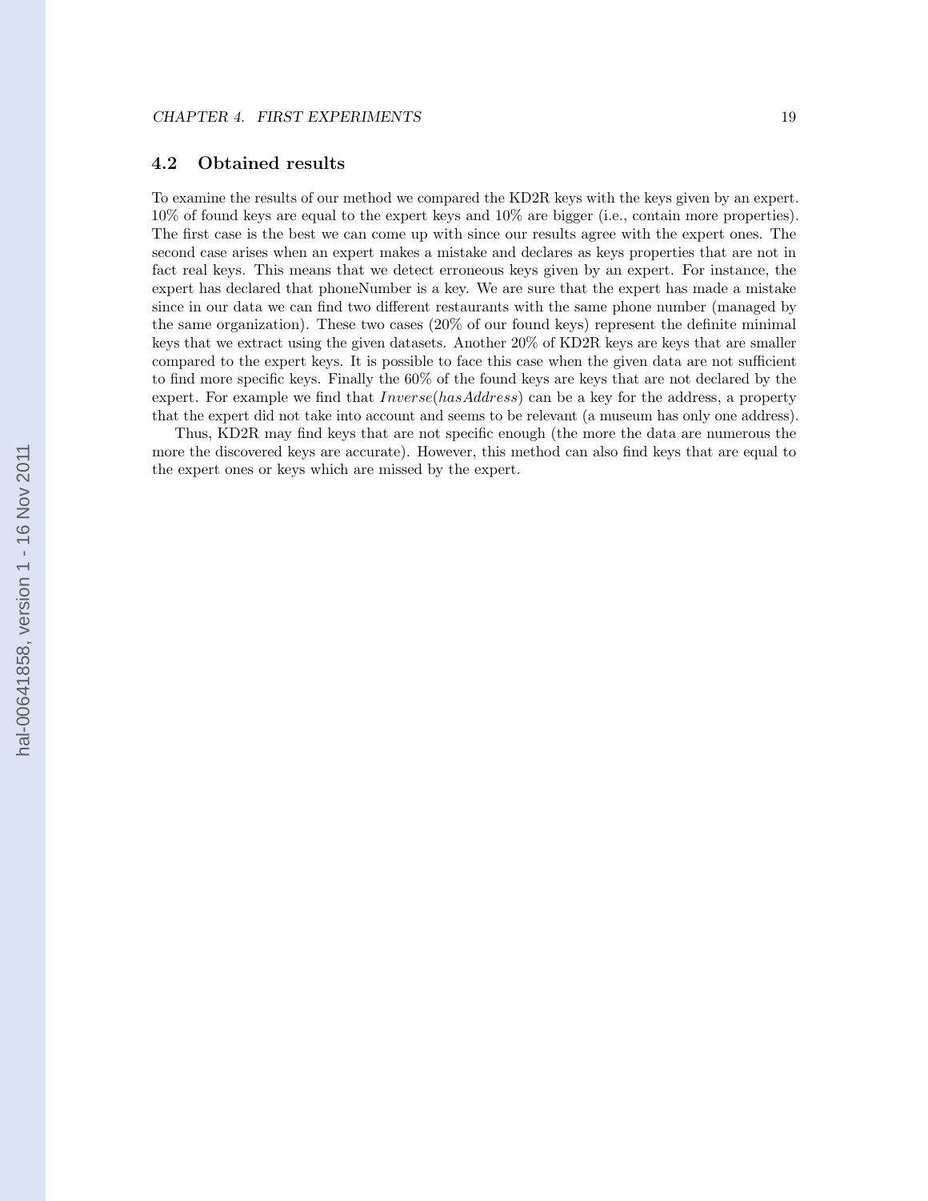## 4.2 Obtained results

To examine the results of our method we compared the KD2R keys with the keys given by an expert. 10% of found keys are equal to the expert keys and 10% are bigger (i.e., contain more properties). The first case is the best we can come up with since our results agree with the expert ones. The second case arises when an expert makes a mistake and declares as keys properties that are not in fact real keys. This means that we detect erroneous keys given by an expert. For instance, the expert has declared that phoneNumber is a key. We are sure that the expert has made a mistake since in our data we can find two different restaurants with the same phone number (managed by the same organization). These two cases (20% of our found keys) represent the definite minimal keys that we extract using the given datasets. Another 20% of KD2R keys are keys that are smaller compared to the expert keys. It is possible to face this case when the given data are not sufficient to find more specific keys. Finally the 60% of the found keys are keys that are not declared by the expert. For example we find that $Inverse(hasAddress)$ can be a key for the address, a property that the expert did not take into account and seems to be relevant (a museum has only one address).

Thus, KD2R may find keys that are not specific enough (the more the data are numerous the more the discovered keys are accurate). However, this method can also find keys that are equal to the expert ones or keys which are missed by the expert.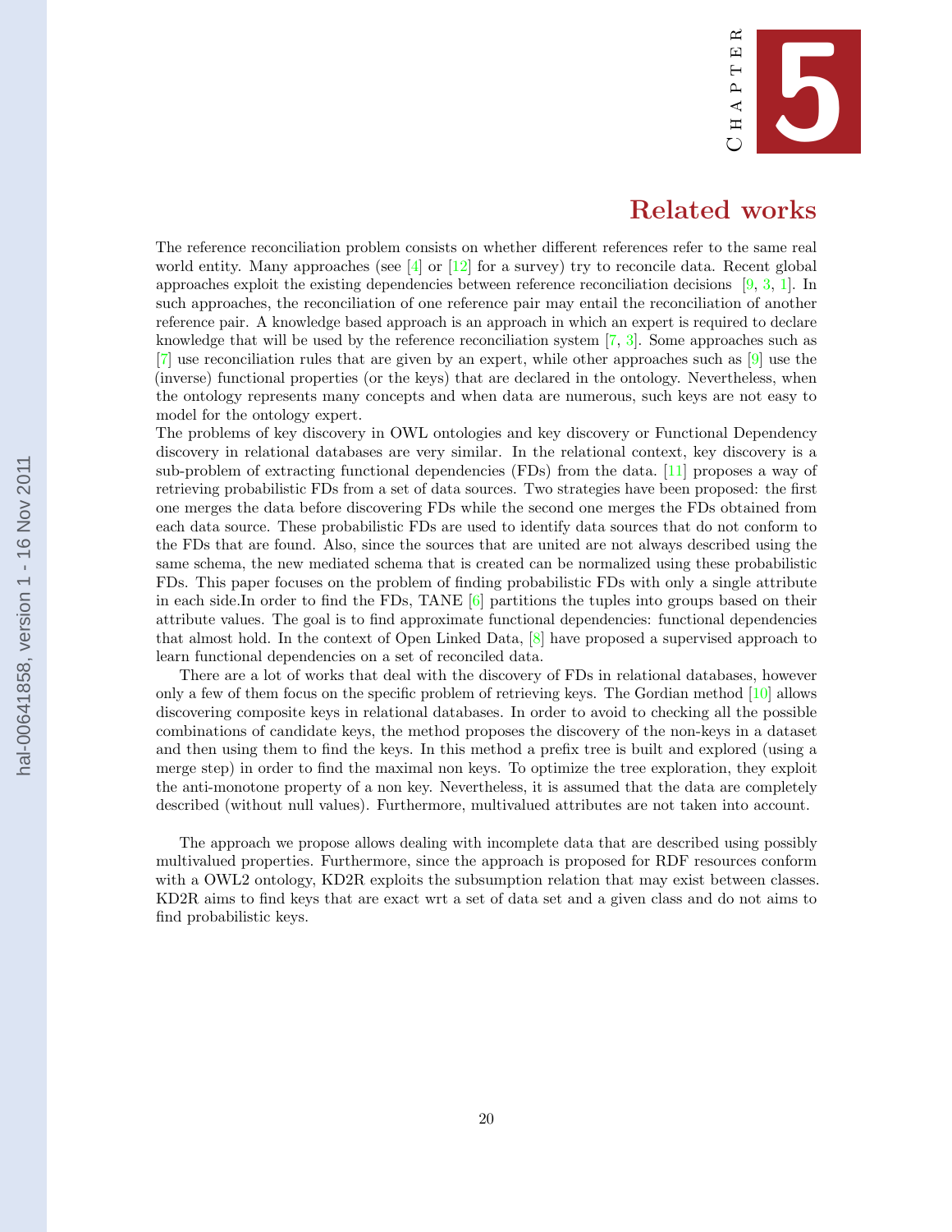# Chapter 5

# Related works

The reference reconciliation problem consists on whether different references refer to the same real world entity. Many approaches (see [4] or [12] for a survey) try to reconcile data. Recent global approaches exploit the existing dependencies between reference reconciliation decisions [9, 3, 1]. In such approaches, the reconciliation of one reference pair may entail the reconciliation of another reference pair. A knowledge based approach is an approach in which an expert is required to declare knowledge that will be used by the reference reconciliation system [7, 3]. Some approaches such as [7] use reconciliation rules that are given by an expert, while other approaches such as [9] use the (inverse) functional properties (or the keys) that are declared in the ontology. Nevertheless, when the ontology represents many concepts and when data are numerous, such keys are not easy to model for the ontology expert.

The problems of key discovery in OWL ontologies and key discovery or Functional Dependency discovery in relational databases are very similar. In the relational context, key discovery is a sub-problem of extracting functional dependencies (FDs) from the data. [11] proposes a way of retrieving probabilistic FDs from a set of data sources. Two strategies have been proposed: the first one merges the data before discovering FDs while the second one merges the FDs obtained from each data source. These probabilistic FDs are used to identify data sources that do not conform to the FDs that are found. Also, since the sources that are united are not always described using the same schema, the new mediated schema that is created can be normalized using these probabilistic FDs. This paper focuses on the problem of finding probabilistic FDs with only a single attribute in each side.In order to find the FDs, TANE [6] partitions the tuples into groups based on their attribute values. The goal is to find approximate functional dependencies: functional dependencies that almost hold. In the context of Open Linked Data, [8] have proposed a supervised approach to learn functional dependencies on a set of reconciled data.

There are a lot of works that deal with the discovery of FDs in relational databases, however only a few of them focus on the specific problem of retrieving keys. The Gordian method [10] allows discovering composite keys in relational databases. In order to avoid to checking all the possible combinations of candidate keys, the method proposes the discovery of the non-keys in a dataset and then using them to find the keys. In this method a prefix tree is built and explored (using a merge step) in order to find the maximal non keys. To optimize the tree exploration, they exploit the anti-monotone property of a non key. Nevertheless, it is assumed that the data are completely described (without null values). Furthermore, multivalued attributes are not taken into account.

The approach we propose allows dealing with incomplete data that are described using possibly multivalued properties. Furthermore, since the approach is proposed for RDF resources conform with a OWL2 ontology, KD2R exploits the subsumption relation that may exist between classes. KD2R aims to find keys that are exact wrt a set of data set and a given class and do not aims to find probabilistic keys.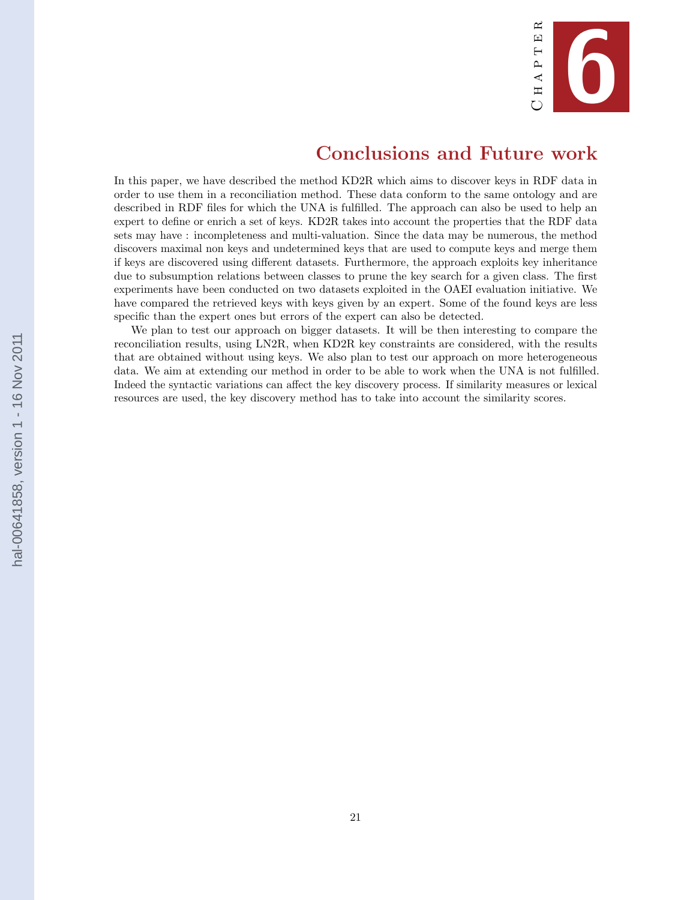# Chapter 6

## Conclusions and Future work

In this paper, we have described the method KD2R which aims to discover keys in RDF data in order to use them in a reconciliation method. These data conform to the same ontology and are described in RDF files for which the UNA is fulfilled. The approach can also be used to help an expert to define or enrich a set of keys. KD2R takes into account the properties that the RDF data sets may have : incompleteness and multi-valuation. Since the data may be numerous, the method discovers maximal non keys and undetermined keys that are used to compute keys and merge them if keys are discovered using different datasets. Furthermore, the approach exploits key inheritance due to subsumption relations between classes to prune the key search for a given class. The first experiments have been conducted on two datasets exploited in the OAEI evaluation initiative. We have compared the retrieved keys with keys given by an expert. Some of the found keys are less specific than the expert ones but errors of the expert can also be detected.

We plan to test our approach on bigger datasets. It will be then interesting to compare the reconciliation results, using LN2R, when KD2R key constraints are considered, with the results that are obtained without using keys. We also plan to test our approach on more heterogeneous data. We aim at extending our method in order to be able to work when the UNA is not fulfilled. Indeed the syntactic variations can affect the key discovery process. If similarity measures or lexical resources are used, the key discovery method has to take into account the similarity scores.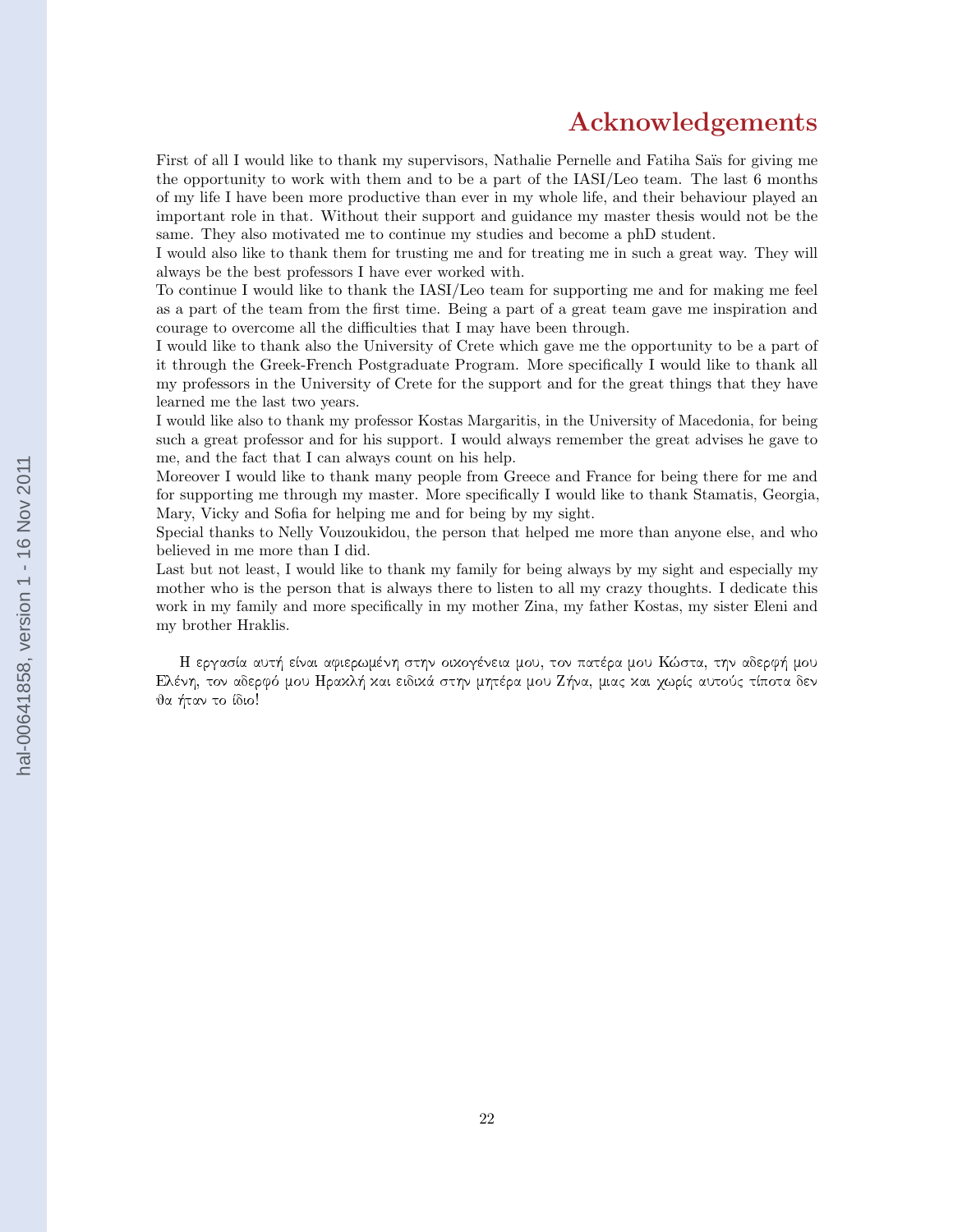# Acknowledgements

First of all I would like to thank my supervisors, Nathalie Pernelle and Fatiha Saïs for giving me the opportunity to work with them and to be a part of the IASI/Leo team. The last 6 months of my life I have been more productive than ever in my whole life, and their behaviour played an important role in that. Without their support and guidance my master thesis would not be the same. They also motivated me to continue my studies and become a phD student.

I would also like to thank them for trusting me and for treating me in such a great way. They will always be the best professors I have ever worked with.

To continue I would like to thank the IASI/Leo team for supporting me and for making me feel as a part of the team from the first time. Being a part of a great team gave me inspiration and courage to overcome all the difficulties that I may have been through.

I would like to thank also the University of Crete which gave me the opportunity to be a part of it through the Greek-French Postgraduate Program. More specifically I would like to thank all my professors in the University of Crete for the support and for the great things that they have learned me the last two years.

I would like also to thank my professor Kostas Margaritis, in the University of Macedonia, for being such a great professor and for his support. I would always remember the great advises he gave to me, and the fact that I can always count on his help.

Moreover I would like to thank many people from Greece and France for being there for me and for supporting me through my master. More specifically I would like to thank Stamatis, Georgia, Mary, Vicky and Sofia for helping me and for being by my sight.

Special thanks to Nelly Vouzoukidou, the person that helped me more than anyone else, and who believed in me more than I did.

Last but not least, I would like to thank my family for being always by my sight and especially my mother who is the person that is always there to listen to all my crazy thoughts. I dedicate this work in my family and more specifically in my mother Zina, my father Kostas, my sister Eleni and my brother Hraklis.

Η εργασία αυτή είναι αφιερωμένη στην οικογένεια μου, τον πατέρα μου Κώστα, την αδερφή μου Ελένη, τον αδερφό μου Ηρακλή και ειδικά στην μητέρα μου Ζήνα, μιας και χωρίς αυτούς τίποτα δεν θα ήταν το ίδιο!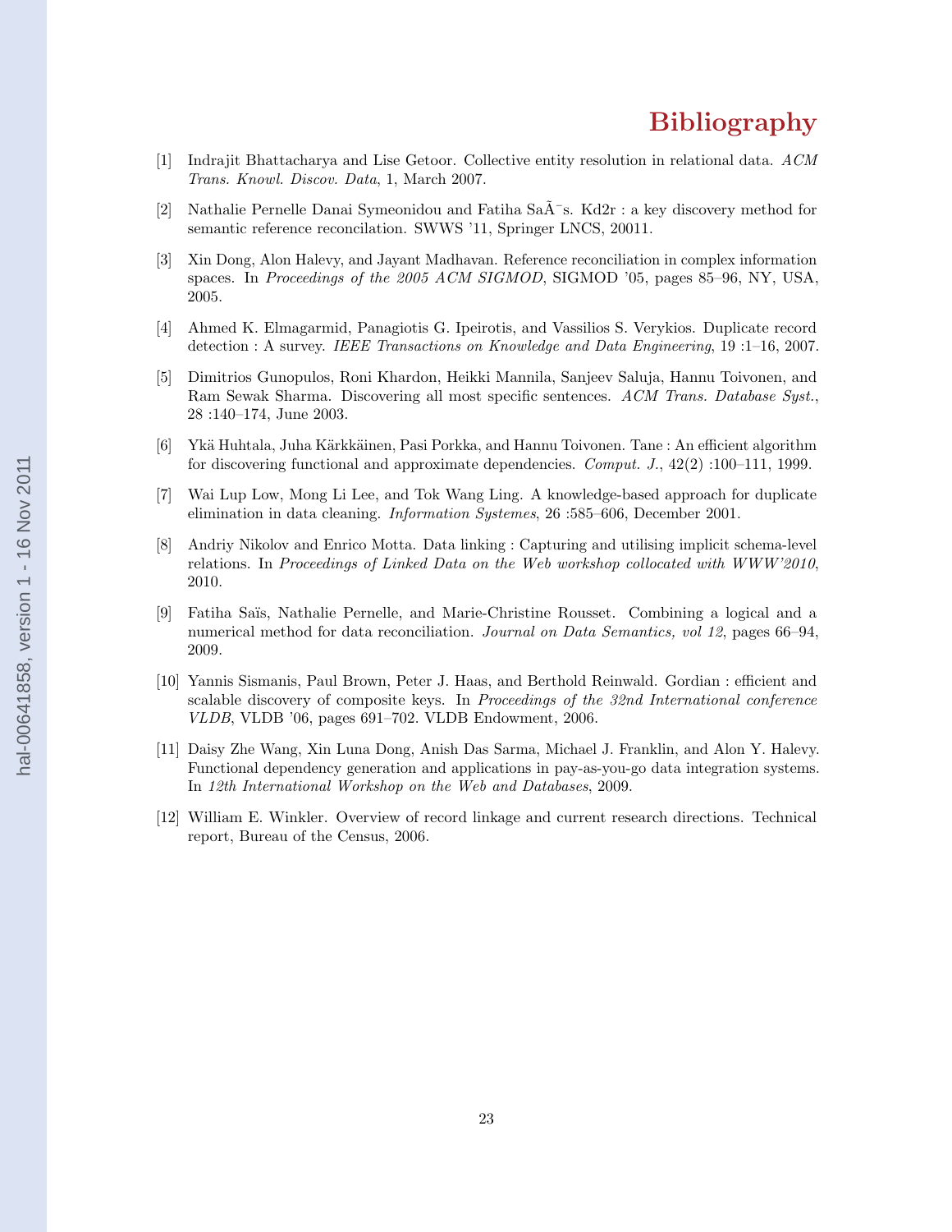# Bibliography

[1] Indrajit Bhattacharya and Lise Getoor. Collective entity resolution in relational data. *ACM Trans. Knowl. Discov. Data*, 1, March 2007.

[2] Nathalie Pernelle Danai Symeonidou and Fatiha SaÃ¯s. Kd2r : a key discovery method for semantic reference reconcilation. SWWS '11, Springer LNCS, 20011.

[3] Xin Dong, Alon Halevy, and Jayant Madhavan. Reference reconciliation in complex information spaces. In *Proceedings of the 2005 ACM SIGMOD*, SIGMOD '05, pages 85–96, NY, USA, 2005.

[4] Ahmed K. Elmagarmid, Panagiotis G. Ipeirotis, and Vassilios S. Verykios. Duplicate record detection : A survey. *IEEE Transactions on Knowledge and Data Engineering*, 19 :1–16, 2007.

[5] Dimitrios Gunopulos, Roni Khardon, Heikki Mannila, Sanjeev Saluja, Hannu Toivonen, and Ram Sewak Sharma. Discovering all most specific sentences. *ACM Trans. Database Syst.*, 28 :140–174, June 2003.

[6] Ykä Huhtala, Juha Kärkkäinen, Pasi Porkka, and Hannu Toivonen. Tane : An efficient algorithm for discovering functional and approximate dependencies. *Comput. J.*, 42(2) :100–111, 1999.

[7] Wai Lup Low, Mong Li Lee, and Tok Wang Ling. A knowledge-based approach for duplicate elimination in data cleaning. *Information Systemes*, 26 :585–606, December 2001.

[8] Andriy Nikolov and Enrico Motta. Data linking : Capturing and utilising implicit schema-level relations. In *Proceedings of Linked Data on the Web workshop collocated with WWW'2010*, 2010.

[9] Fatiha Saïs, Nathalie Pernelle, and Marie-Christine Rousset. Combining a logical and a numerical method for data reconciliation. *Journal on Data Semantics, vol 12*, pages 66–94, 2009.

[10] Yannis Sismanis, Paul Brown, Peter J. Haas, and Berthold Reinwald. Gordian : efficient and scalable discovery of composite keys. In *Proceedings of the 32nd International conference VLDB*, VLDB '06, pages 691–702. VLDB Endowment, 2006.

[11] Daisy Zhe Wang, Xin Luna Dong, Anish Das Sarma, Michael J. Franklin, and Alon Y. Halevy. Functional dependency generation and applications in pay-as-you-go data integration systems. In *12th International Workshop on the Web and Databases*, 2009.

[12] William E. Winkler. Overview of record linkage and current research directions. Technical report, Bureau of the Census, 2006.